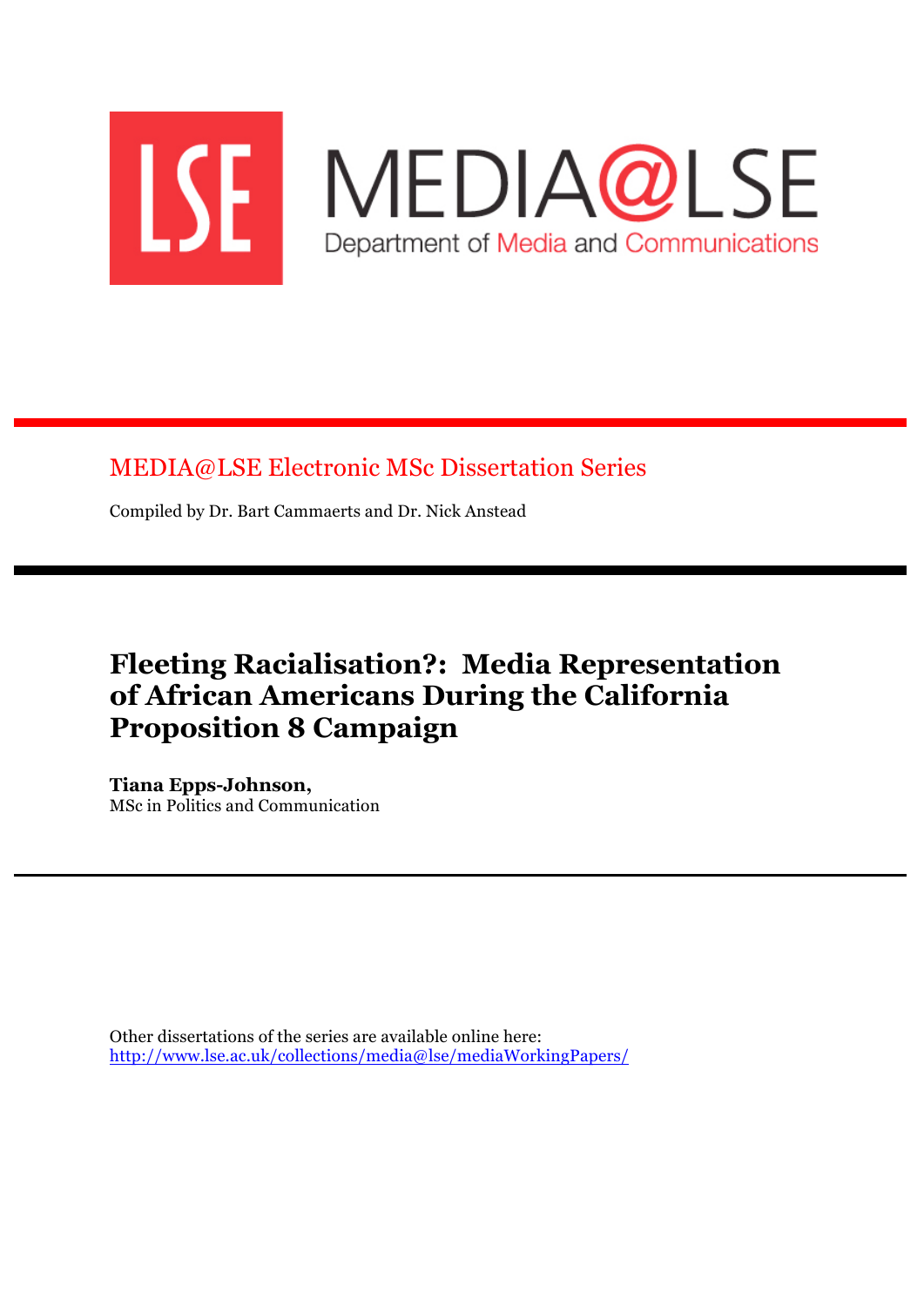LSE MEDIA@LSE

Department of Media and Communications

## MEDIA@LSE Electronic MSc Dissertation Series

Compiled by Dr. Bart Cammaerts and Dr. Nick Anstead

# Fleeting Racialisation?: Media Representation of African Americans During the California Proposition 8 Campaign

**Tiana Epps-Johnson,**
MSc in Politics and Communication

Other dissertations of the series are available online here:
http://www.lse.ac.uk/collections/media@lse/mediaWorkingPapers/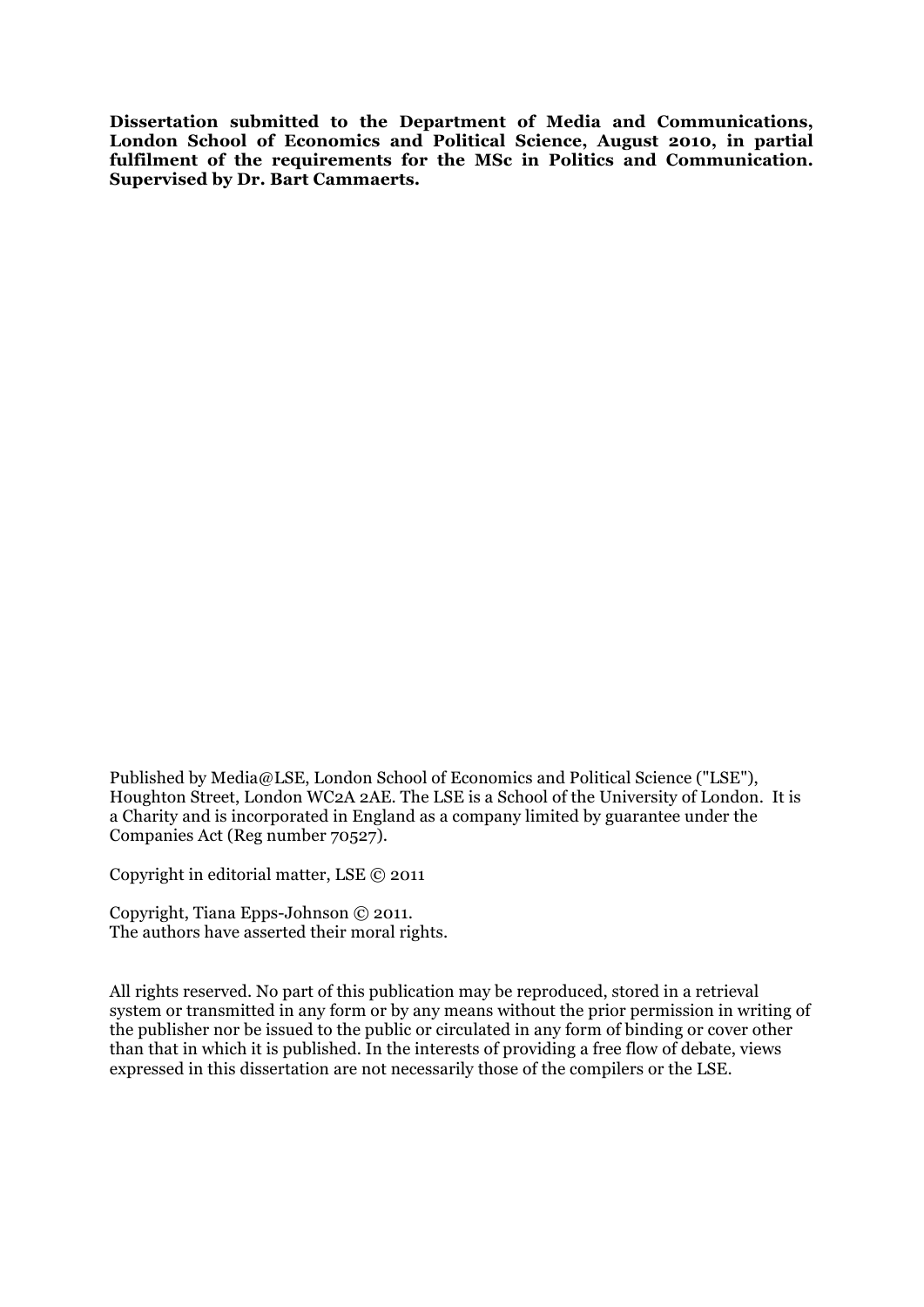**Dissertation submitted to the Department of Media and Communications, London School of Economics and Political Science, August 2010, in partial fulfilment of the requirements for the MSc in Politics and Communication. Supervised by Dr. Bart Cammaerts.**

Published by Media@LSE, London School of Economics and Political Science ("LSE"), Houghton Street, London WC2A 2AE. The LSE is a School of the University of London. It is a Charity and is incorporated in England as a company limited by guarantee under the Companies Act (Reg number 70527).

Copyright in editorial matter, LSE © 2011

Copyright, Tiana Epps-Johnson © 2011.
The authors have asserted their moral rights.

All rights reserved. No part of this publication may be reproduced, stored in a retrieval system or transmitted in any form or by any means without the prior permission in writing of the publisher nor be issued to the public or circulated in any form of binding or cover other than that in which it is published. In the interests of providing a free flow of debate, views expressed in this dissertation are not necessarily those of the compilers or the LSE.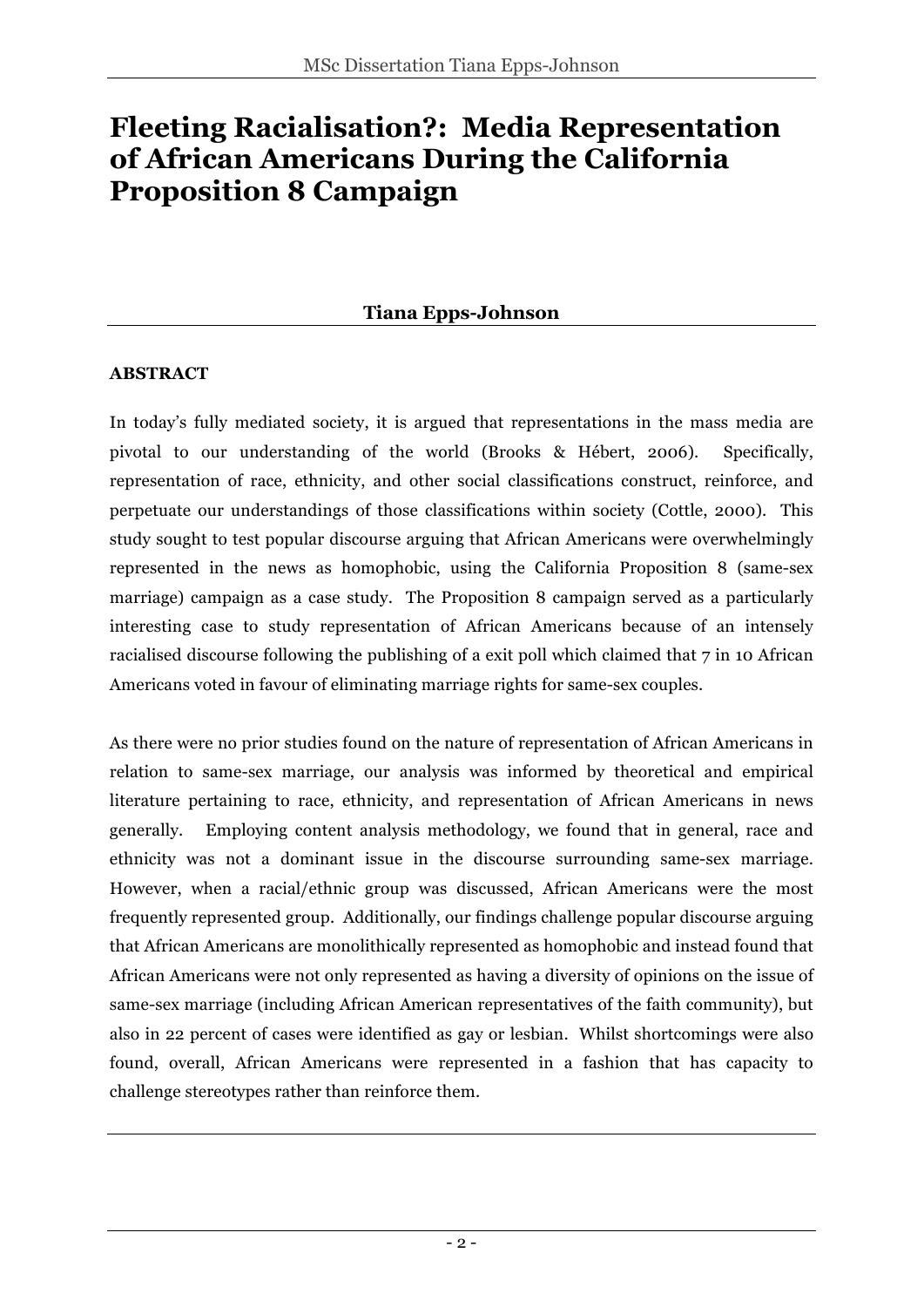# Fleeting Racialisation?: Media Representation of African Americans During the California Proposition 8 Campaign

**Tiana Epps-Johnson**

**ABSTRACT**

In today's fully mediated society, it is argued that representations in the mass media are pivotal to our understanding of the world (Brooks & Hébert, 2006). Specifically, representation of race, ethnicity, and other social classifications construct, reinforce, and perpetuate our understandings of those classifications within society (Cottle, 2000). This study sought to test popular discourse arguing that African Americans were overwhelmingly represented in the news as homophobic, using the California Proposition 8 (same-sex marriage) campaign as a case study. The Proposition 8 campaign served as a particularly interesting case to study representation of African Americans because of an intensely racialised discourse following the publishing of a exit poll which claimed that 7 in 10 African Americans voted in favour of eliminating marriage rights for same-sex couples.

As there were no prior studies found on the nature of representation of African Americans in relation to same-sex marriage, our analysis was informed by theoretical and empirical literature pertaining to race, ethnicity, and representation of African Americans in news generally. Employing content analysis methodology, we found that in general, race and ethnicity was not a dominant issue in the discourse surrounding same-sex marriage. However, when a racial/ethnic group was discussed, African Americans were the most frequently represented group. Additionally, our findings challenge popular discourse arguing that African Americans are monolithically represented as homophobic and instead found that African Americans were not only represented as having a diversity of opinions on the issue of same-sex marriage (including African American representatives of the faith community), but also in 22 percent of cases were identified as gay or lesbian. Whilst shortcomings were also found, overall, African Americans were represented in a fashion that has capacity to challenge stereotypes rather than reinforce them.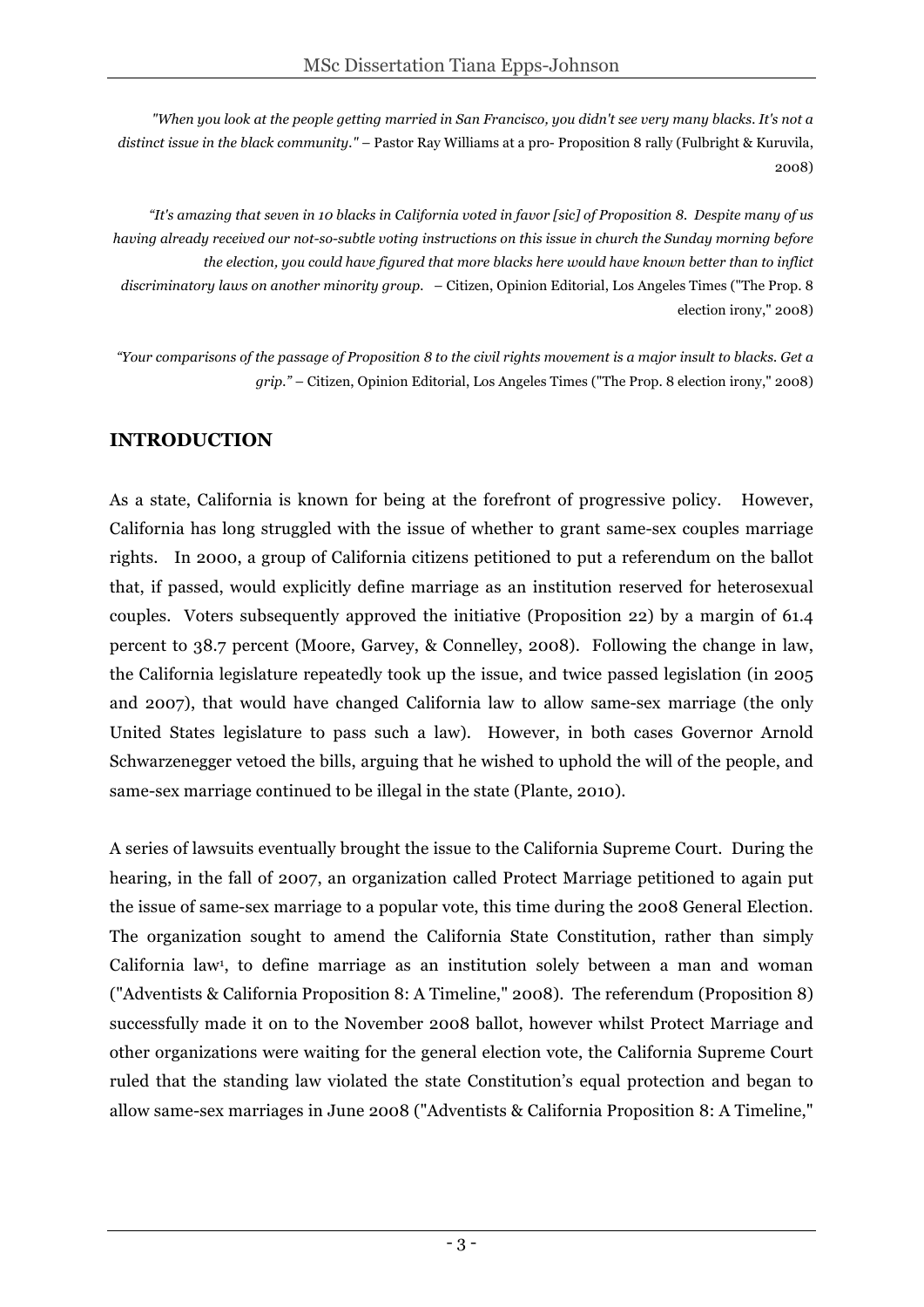*"When you look at the people getting married in San Francisco, you didn't see very many blacks. It's not a distinct issue in the black community."* – Pastor Ray Williams at a pro- Proposition 8 rally (Fulbright & Kuruvila, 2008)

*"It's amazing that seven in 10 blacks in California voted in favor [sic] of Proposition 8. Despite many of us having already received our not-so-subtle voting instructions on this issue in church the Sunday morning before the election, you could have figured that more blacks here would have known better than to inflict discriminatory laws on another minority group.* – Citizen, Opinion Editorial, Los Angeles Times ("The Prop. 8 election irony," 2008)

*"Your comparisons of the passage of Proposition 8 to the civil rights movement is a major insult to blacks. Get a grip."* – Citizen, Opinion Editorial, Los Angeles Times ("The Prop. 8 election irony," 2008)

## INTRODUCTION

As a state, California is known for being at the forefront of progressive policy. However, California has long struggled with the issue of whether to grant same-sex couples marriage rights. In 2000, a group of California citizens petitioned to put a referendum on the ballot that, if passed, would explicitly define marriage as an institution reserved for heterosexual couples. Voters subsequently approved the initiative (Proposition 22) by a margin of 61.4 percent to 38.7 percent (Moore, Garvey, & Connelley, 2008). Following the change in law, the California legislature repeatedly took up the issue, and twice passed legislation (in 2005 and 2007), that would have changed California law to allow same-sex marriage (the only United States legislature to pass such a law). However, in both cases Governor Arnold Schwarzenegger vetoed the bills, arguing that he wished to uphold the will of the people, and same-sex marriage continued to be illegal in the state (Plante, 2010).

A series of lawsuits eventually brought the issue to the California Supreme Court. During the hearing, in the fall of 2007, an organization called Protect Marriage petitioned to again put the issue of same-sex marriage to a popular vote, this time during the 2008 General Election. The organization sought to amend the California State Constitution, rather than simply California law[1], to define marriage as an institution solely between a man and woman ("Adventists & California Proposition 8: A Timeline," 2008). The referendum (Proposition 8) successfully made it on to the November 2008 ballot, however whilst Protect Marriage and other organizations were waiting for the general election vote, the California Supreme Court ruled that the standing law violated the state Constitution's equal protection and began to allow same-sex marriages in June 2008 ("Adventists & California Proposition 8: A Timeline,"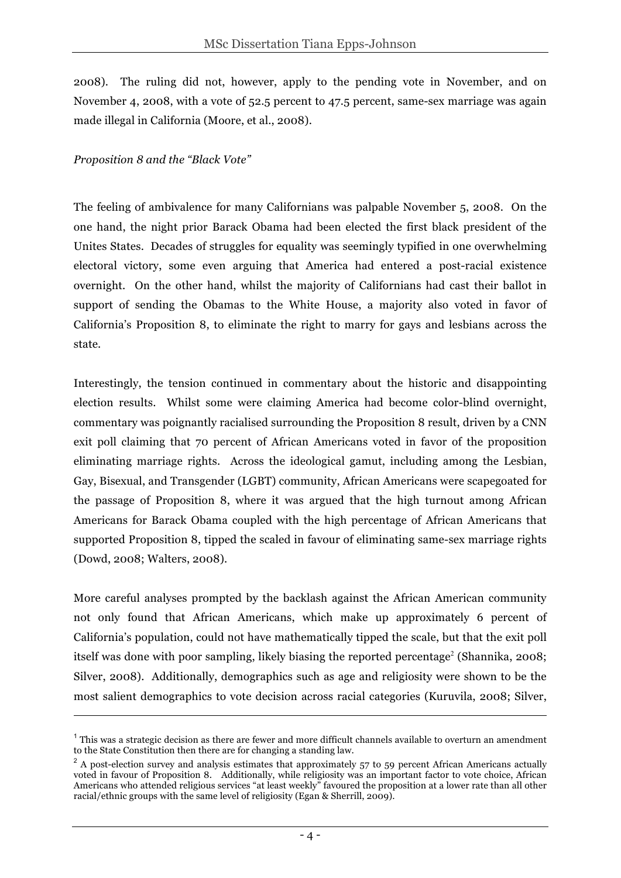2008). The ruling did not, however, apply to the pending vote in November, and on November 4, 2008, with a vote of 52.5 percent to 47.5 percent, same-sex marriage was again made illegal in California (Moore, et al., 2008).

*Proposition 8 and the "Black Vote"*

The feeling of ambivalence for many Californians was palpable November 5, 2008. On the one hand, the night prior Barack Obama had been elected the first black president of the Unites States. Decades of struggles for equality was seemingly typified in one overwhelming electoral victory, some even arguing that America had entered a post-racial existence overnight. On the other hand, whilst the majority of Californians had cast their ballot in support of sending the Obamas to the White House, a majority also voted in favor of California's Proposition 8, to eliminate the right to marry for gays and lesbians across the state.

Interestingly, the tension continued in commentary about the historic and disappointing election results. Whilst some were claiming America had become color-blind overnight, commentary was poignantly racialised surrounding the Proposition 8 result, driven by a CNN exit poll claiming that 70 percent of African Americans voted in favor of the proposition eliminating marriage rights. Across the ideological gamut, including among the Lesbian, Gay, Bisexual, and Transgender (LGBT) community, African Americans were scapegoated for the passage of Proposition 8, where it was argued that the high turnout among African Americans for Barack Obama coupled with the high percentage of African Americans that supported Proposition 8, tipped the scaled in favour of eliminating same-sex marriage rights (Dowd, 2008; Walters, 2008).

More careful analyses prompted by the backlash against the African American community not only found that African Americans, which make up approximately 6 percent of California's population, could not have mathematically tipped the scale, but that the exit poll itself was done with poor sampling, likely biasing the reported percentage[2] (Shannika, 2008; Silver, 2008). Additionally, demographics such as age and religiosity were shown to be the most salient demographics to vote decision across racial categories (Kuruvila, 2008; Silver,

---

[1] This was a strategic decision as there are fewer and more difficult channels available to overturn an amendment to the State Constitution then there are for changing a standing law.

[2] A post-election survey and analysis estimates that approximately 57 to 59 percent African Americans actually voted in favour of Proposition 8. Additionally, while religiosity was an important factor to vote choice, African Americans who attended religious services "at least weekly" favoured the proposition at a lower rate than all other racial/ethnic groups with the same level of religiosity (Egan & Sherrill, 2009).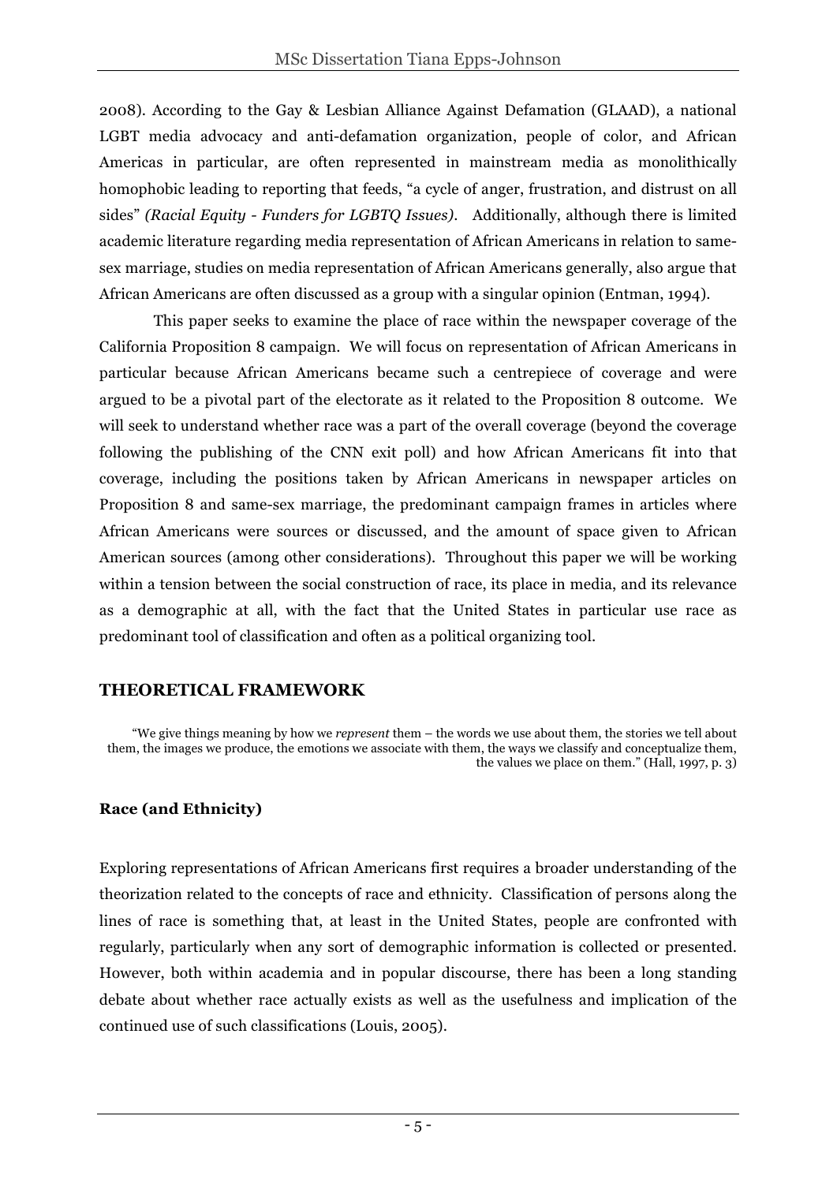2008). According to the Gay & Lesbian Alliance Against Defamation (GLAAD), a national LGBT media advocacy and anti-defamation organization, people of color, and African Americas in particular, are often represented in mainstream media as monolithically homophobic leading to reporting that feeds, "a cycle of anger, frustration, and distrust on all sides" *(Racial Equity - Funders for LGBTQ Issues)*. Additionally, although there is limited academic literature regarding media representation of African Americans in relation to same-sex marriage, studies on media representation of African Americans generally, also argue that African Americans are often discussed as a group with a singular opinion (Entman, 1994).

This paper seeks to examine the place of race within the newspaper coverage of the California Proposition 8 campaign. We will focus on representation of African Americans in particular because African Americans became such a centrepiece of coverage and were argued to be a pivotal part of the electorate as it related to the Proposition 8 outcome. We will seek to understand whether race was a part of the overall coverage (beyond the coverage following the publishing of the CNN exit poll) and how African Americans fit into that coverage, including the positions taken by African Americans in newspaper articles on Proposition 8 and same-sex marriage, the predominant campaign frames in articles where African Americans were sources or discussed, and the amount of space given to African American sources (among other considerations). Throughout this paper we will be working within a tension between the social construction of race, its place in media, and its relevance as a demographic at all, with the fact that the United States in particular use race as predominant tool of classification and often as a political organizing tool.

## THEORETICAL FRAMEWORK

> "We give things meaning by how we *represent* them – the words we use about them, the stories we tell about them, the images we produce, the emotions we associate with them, the ways we classify and conceptualize them, the values we place on them." (Hall, 1997, p. 3)

### Race (and Ethnicity)

Exploring representations of African Americans first requires a broader understanding of the theorization related to the concepts of race and ethnicity. Classification of persons along the lines of race is something that, at least in the United States, people are confronted with regularly, particularly when any sort of demographic information is collected or presented. However, both within academia and in popular discourse, there has been a long standing debate about whether race actually exists as well as the usefulness and implication of the continued use of such classifications (Louis, 2005).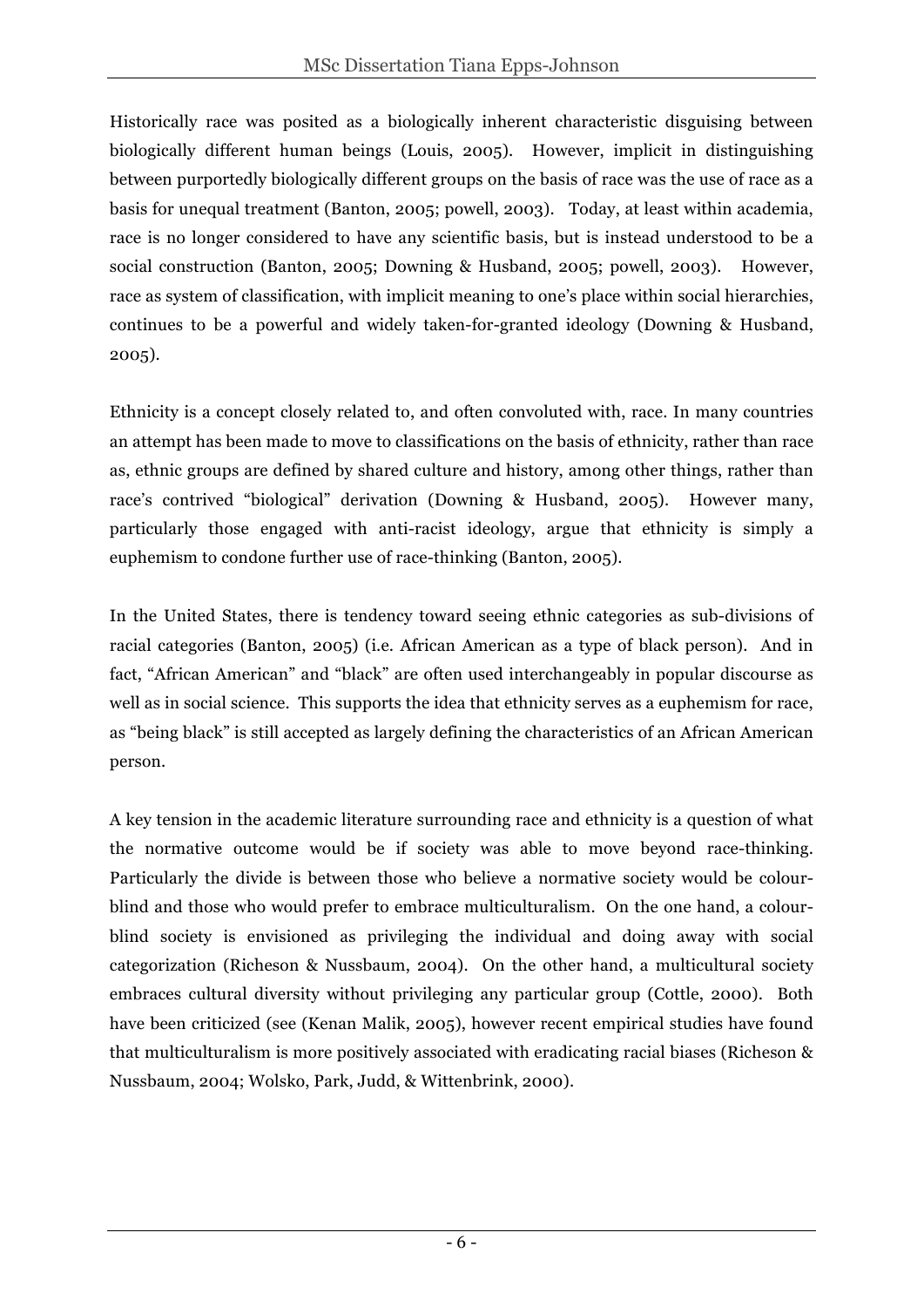Historically race was posited as a biologically inherent characteristic disguising between biologically different human beings (Louis, 2005). However, implicit in distinguishing between purportedly biologically different groups on the basis of race was the use of race as a basis for unequal treatment (Banton, 2005; powell, 2003). Today, at least within academia, race is no longer considered to have any scientific basis, but is instead understood to be a social construction (Banton, 2005; Downing & Husband, 2005; powell, 2003). However, race as system of classification, with implicit meaning to one's place within social hierarchies, continues to be a powerful and widely taken-for-granted ideology (Downing & Husband, 2005).

Ethnicity is a concept closely related to, and often convoluted with, race. In many countries an attempt has been made to move to classifications on the basis of ethnicity, rather than race as, ethnic groups are defined by shared culture and history, among other things, rather than race's contrived "biological" derivation (Downing & Husband, 2005). However many, particularly those engaged with anti-racist ideology, argue that ethnicity is simply a euphemism to condone further use of race-thinking (Banton, 2005).

In the United States, there is tendency toward seeing ethnic categories as sub-divisions of racial categories (Banton, 2005) (i.e. African American as a type of black person). And in fact, "African American" and "black" are often used interchangeably in popular discourse as well as in social science. This supports the idea that ethnicity serves as a euphemism for race, as "being black" is still accepted as largely defining the characteristics of an African American person.

A key tension in the academic literature surrounding race and ethnicity is a question of what the normative outcome would be if society was able to move beyond race-thinking. Particularly the divide is between those who believe a normative society would be colour-blind and those who would prefer to embrace multiculturalism. On the one hand, a colour-blind society is envisioned as privileging the individual and doing away with social categorization (Richeson & Nussbaum, 2004). On the other hand, a multicultural society embraces cultural diversity without privileging any particular group (Cottle, 2000). Both have been criticized (see (Kenan Malik, 2005), however recent empirical studies have found that multiculturalism is more positively associated with eradicating racial biases (Richeson & Nussbaum, 2004; Wolsko, Park, Judd, & Wittenbrink, 2000).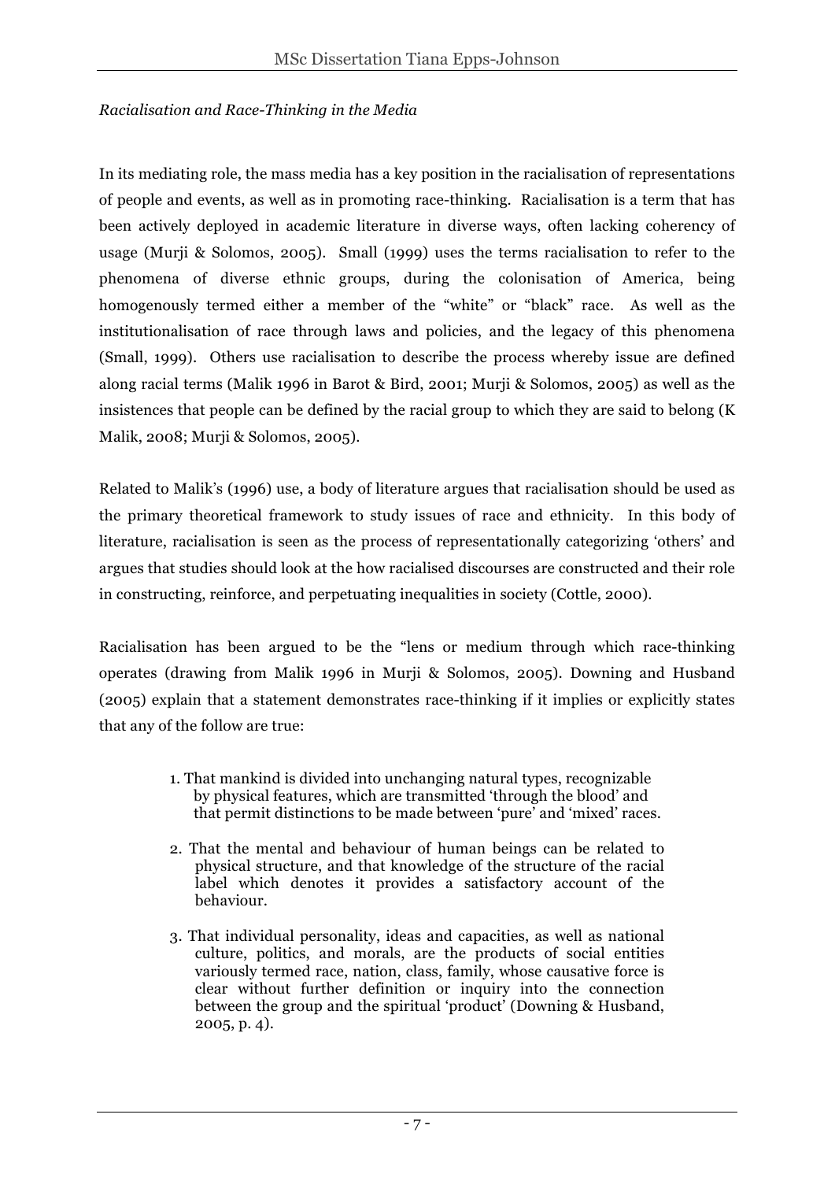*Racialisation and Race-Thinking in the Media*

In its mediating role, the mass media has a key position in the racialisation of representations of people and events, as well as in promoting race-thinking. Racialisation is a term that has been actively deployed in academic literature in diverse ways, often lacking coherency of usage (Murji & Solomos, 2005). Small (1999) uses the terms racialisation to refer to the phenomena of diverse ethnic groups, during the colonisation of America, being homogenously termed either a member of the "white" or "black" race. As well as the institutionalisation of race through laws and policies, and the legacy of this phenomena (Small, 1999). Others use racialisation to describe the process whereby issue are defined along racial terms (Malik 1996 in Barot & Bird, 2001; Murji & Solomos, 2005) as well as the insistences that people can be defined by the racial group to which they are said to belong (K Malik, 2008; Murji & Solomos, 2005).

Related to Malik's (1996) use, a body of literature argues that racialisation should be used as the primary theoretical framework to study issues of race and ethnicity. In this body of literature, racialisation is seen as the process of representationally categorizing 'others' and argues that studies should look at the how racialised discourses are constructed and their role in constructing, reinforce, and perpetuating inequalities in society (Cottle, 2000).

Racialisation has been argued to be the "lens or medium through which race-thinking operates (drawing from Malik 1996 in Murji & Solomos, 2005). Downing and Husband (2005) explain that a statement demonstrates race-thinking if it implies or explicitly states that any of the follow are true:

> 1. That mankind is divided into unchanging natural types, recognizable by physical features, which are transmitted 'through the blood' and that permit distinctions to be made between 'pure' and 'mixed' races.
>
> 2. That the mental and behaviour of human beings can be related to physical structure, and that knowledge of the structure of the racial label which denotes it provides a satisfactory account of the behaviour.
>
> 3. That individual personality, ideas and capacities, as well as national culture, politics, and morals, are the products of social entities variously termed race, nation, class, family, whose causative force is clear without further definition or inquiry into the connection between the group and the spiritual 'product' (Downing & Husband, 2005, p. 4).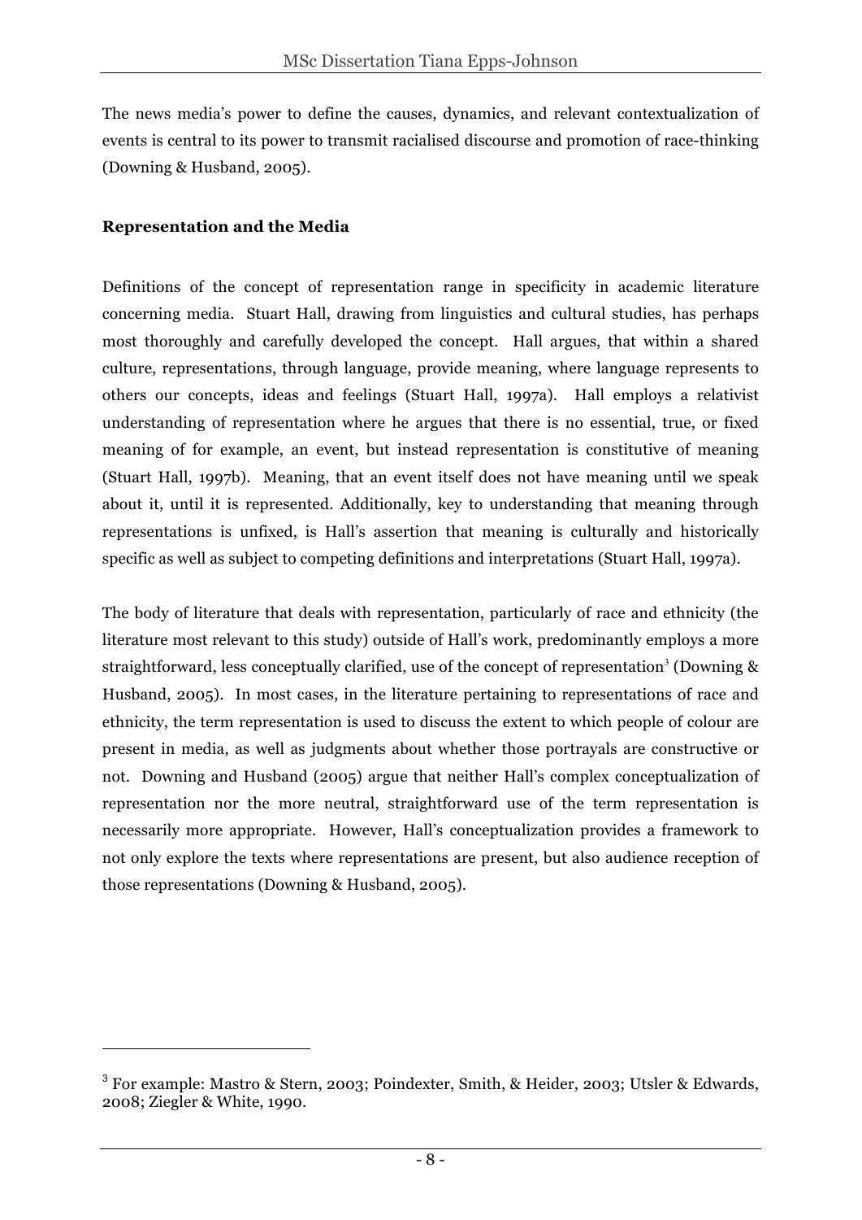The news media's power to define the causes, dynamics, and relevant contextualization of events is central to its power to transmit racialised discourse and promotion of race-thinking (Downing & Husband, 2005).

**Representation and the Media**

Definitions of the concept of representation range in specificity in academic literature concerning media. Stuart Hall, drawing from linguistics and cultural studies, has perhaps most thoroughly and carefully developed the concept. Hall argues, that within a shared culture, representations, through language, provide meaning, where language represents to others our concepts, ideas and feelings (Stuart Hall, 1997a). Hall employs a relativist understanding of representation where he argues that there is no essential, true, or fixed meaning of for example, an event, but instead representation is constitutive of meaning (Stuart Hall, 1997b). Meaning, that an event itself does not have meaning until we speak about it, until it is represented. Additionally, key to understanding that meaning through representations is unfixed, is Hall's assertion that meaning is culturally and historically specific as well as subject to competing definitions and interpretations (Stuart Hall, 1997a).

The body of literature that deals with representation, particularly of race and ethnicity (the literature most relevant to this study) outside of Hall's work, predominantly employs a more straightforward, less conceptually clarified, use of the concept of representation[3] (Downing & Husband, 2005). In most cases, in the literature pertaining to representations of race and ethnicity, the term representation is used to discuss the extent to which people of colour are present in media, as well as judgments about whether those portrayals are constructive or not. Downing and Husband (2005) argue that neither Hall's complex conceptualization of representation nor the more neutral, straightforward use of the term representation is necessarily more appropriate. However, Hall's conceptualization provides a framework to not only explore the texts where representations are present, but also audience reception of those representations (Downing & Husband, 2005).

---

[3] For example: Mastro & Stern, 2003; Poindexter, Smith, & Heider, 2003; Utsler & Edwards, 2008; Ziegler & White, 1990.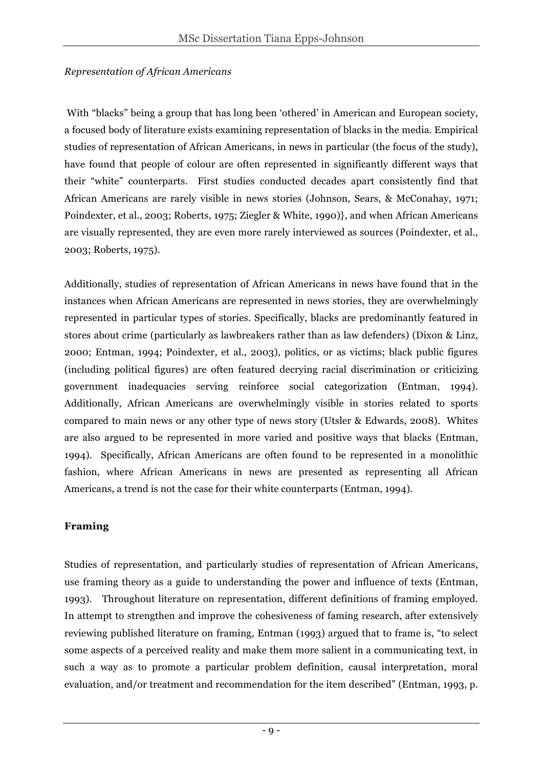*Representation of African Americans*

With "blacks" being a group that has long been 'othered' in American and European society, a focused body of literature exists examining representation of blacks in the media. Empirical studies of representation of African Americans, in news in particular (the focus of the study), have found that people of colour are often represented in significantly different ways that their "white" counterparts. First studies conducted decades apart consistently find that African Americans are rarely visible in news stories (Johnson, Sears, & McConahay, 1971; Poindexter, et al., 2003; Roberts, 1975; Ziegler & White, 1990)}, and when African Americans are visually represented, they are even more rarely interviewed as sources (Poindexter, et al., 2003; Roberts, 1975).

Additionally, studies of representation of African Americans in news have found that in the instances when African Americans are represented in news stories, they are overwhelmingly represented in particular types of stories. Specifically, blacks are predominantly featured in stores about crime (particularly as lawbreakers rather than as law defenders) (Dixon & Linz, 2000; Entman, 1994; Poindexter, et al., 2003), politics, or as victims; black public figures (including political figures) are often featured decrying racial discrimination or criticizing government inadequacies serving reinforce social categorization (Entman, 1994). Additionally, African Americans are overwhelmingly visible in stories related to sports compared to main news or any other type of news story (Utsler & Edwards, 2008). Whites are also argued to be represented in more varied and positive ways that blacks (Entman, 1994). Specifically, African Americans are often found to be represented in a monolithic fashion, where African Americans in news are presented as representing all African Americans, a trend is not the case for their white counterparts (Entman, 1994).

**Framing**

Studies of representation, and particularly studies of representation of African Americans, use framing theory as a guide to understanding the power and influence of texts (Entman, 1993). Throughout literature on representation, different definitions of framing employed. In attempt to strengthen and improve the cohesiveness of faming research, after extensively reviewing published literature on framing, Entman (1993) argued that to frame is, "to select some aspects of a perceived reality and make them more salient in a communicating text, in such a way as to promote a particular problem definition, causal interpretation, moral evaluation, and/or treatment and recommendation for the item described" (Entman, 1993, p.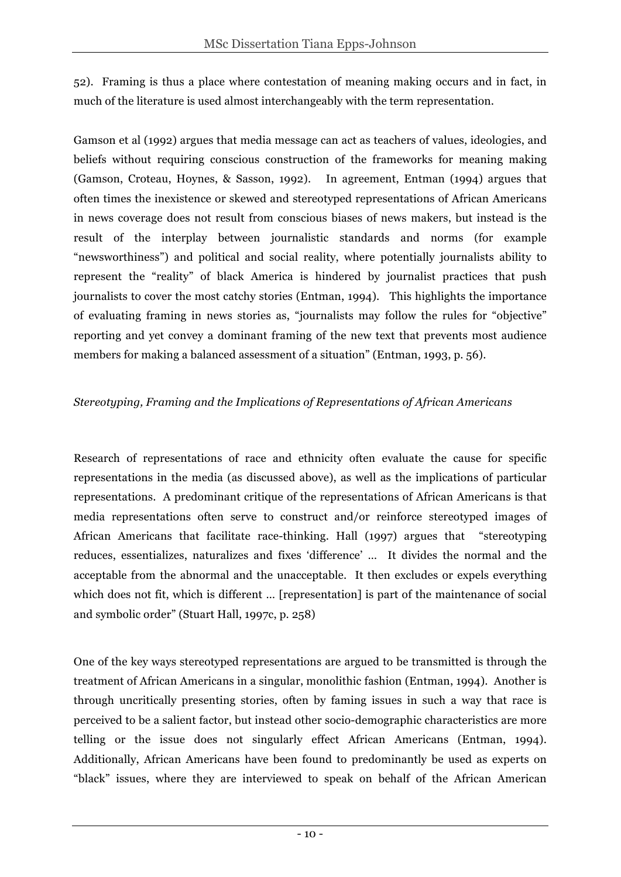52). Framing is thus a place where contestation of meaning making occurs and in fact, in much of the literature is used almost interchangeably with the term representation.

Gamson et al (1992) argues that media message can act as teachers of values, ideologies, and beliefs without requiring conscious construction of the frameworks for meaning making (Gamson, Croteau, Hoynes, & Sasson, 1992). In agreement, Entman (1994) argues that often times the inexistence or skewed and stereotyped representations of African Americans in news coverage does not result from conscious biases of news makers, but instead is the result of the interplay between journalistic standards and norms (for example "newsworthiness") and political and social reality, where potentially journalists ability to represent the "reality" of black America is hindered by journalist practices that push journalists to cover the most catchy stories (Entman, 1994). This highlights the importance of evaluating framing in news stories as, "journalists may follow the rules for "objective" reporting and yet convey a dominant framing of the new text that prevents most audience members for making a balanced assessment of a situation" (Entman, 1993, p. 56).

*Stereotyping, Framing and the Implications of Representations of African Americans*

Research of representations of race and ethnicity often evaluate the cause for specific representations in the media (as discussed above), as well as the implications of particular representations. A predominant critique of the representations of African Americans is that media representations often serve to construct and/or reinforce stereotyped images of African Americans that facilitate race-thinking. Hall (1997) argues that "stereotyping reduces, essentializes, naturalizes and fixes 'difference' … It divides the normal and the acceptable from the abnormal and the unacceptable. It then excludes or expels everything which does not fit, which is different … [representation] is part of the maintenance of social and symbolic order" (Stuart Hall, 1997c, p. 258)

One of the key ways stereotyped representations are argued to be transmitted is through the treatment of African Americans in a singular, monolithic fashion (Entman, 1994). Another is through uncritically presenting stories, often by faming issues in such a way that race is perceived to be a salient factor, but instead other socio-demographic characteristics are more telling or the issue does not singularly effect African Americans (Entman, 1994). Additionally, African Americans have been found to predominantly be used as experts on "black" issues, where they are interviewed to speak on behalf of the African American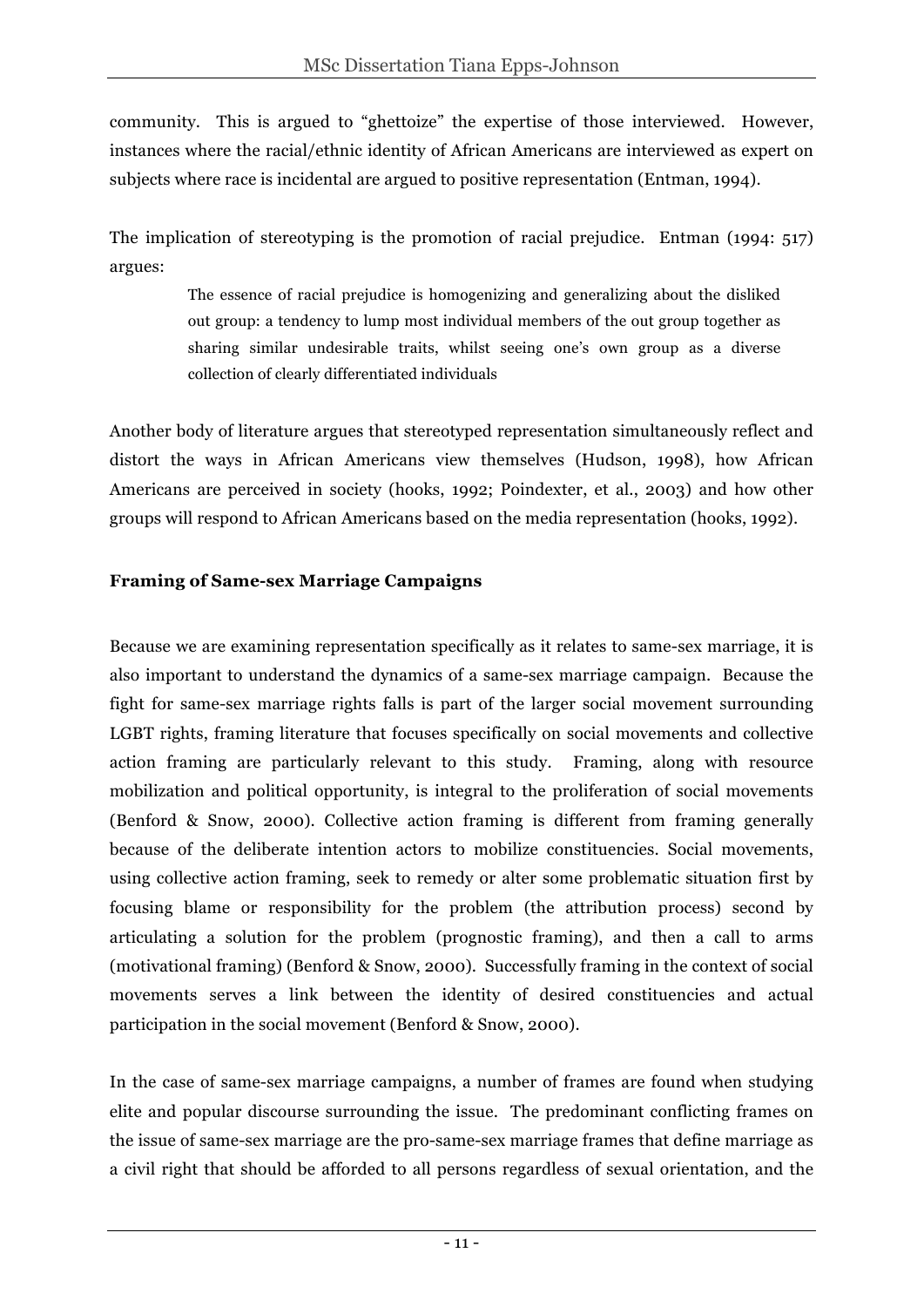community. This is argued to "ghettoize" the expertise of those interviewed. However, instances where the racial/ethnic identity of African Americans are interviewed as expert on subjects where race is incidental are argued to positive representation (Entman, 1994).

The implication of stereotyping is the promotion of racial prejudice. Entman (1994: 517) argues:

> The essence of racial prejudice is homogenizing and generalizing about the disliked out group: a tendency to lump most individual members of the out group together as sharing similar undesirable traits, whilst seeing one's own group as a diverse collection of clearly differentiated individuals

Another body of literature argues that stereotyped representation simultaneously reflect and distort the ways in African Americans view themselves (Hudson, 1998), how African Americans are perceived in society (hooks, 1992; Poindexter, et al., 2003) and how other groups will respond to African Americans based on the media representation (hooks, 1992).

**Framing of Same-sex Marriage Campaigns**

Because we are examining representation specifically as it relates to same-sex marriage, it is also important to understand the dynamics of a same-sex marriage campaign. Because the fight for same-sex marriage rights falls is part of the larger social movement surrounding LGBT rights, framing literature that focuses specifically on social movements and collective action framing are particularly relevant to this study. Framing, along with resource mobilization and political opportunity, is integral to the proliferation of social movements (Benford & Snow, 2000). Collective action framing is different from framing generally because of the deliberate intention actors to mobilize constituencies. Social movements, using collective action framing, seek to remedy or alter some problematic situation first by focusing blame or responsibility for the problem (the attribution process) second by articulating a solution for the problem (prognostic framing), and then a call to arms (motivational framing) (Benford & Snow, 2000). Successfully framing in the context of social movements serves a link between the identity of desired constituencies and actual participation in the social movement (Benford & Snow, 2000).

In the case of same-sex marriage campaigns, a number of frames are found when studying elite and popular discourse surrounding the issue. The predominant conflicting frames on the issue of same-sex marriage are the pro-same-sex marriage frames that define marriage as a civil right that should be afforded to all persons regardless of sexual orientation, and the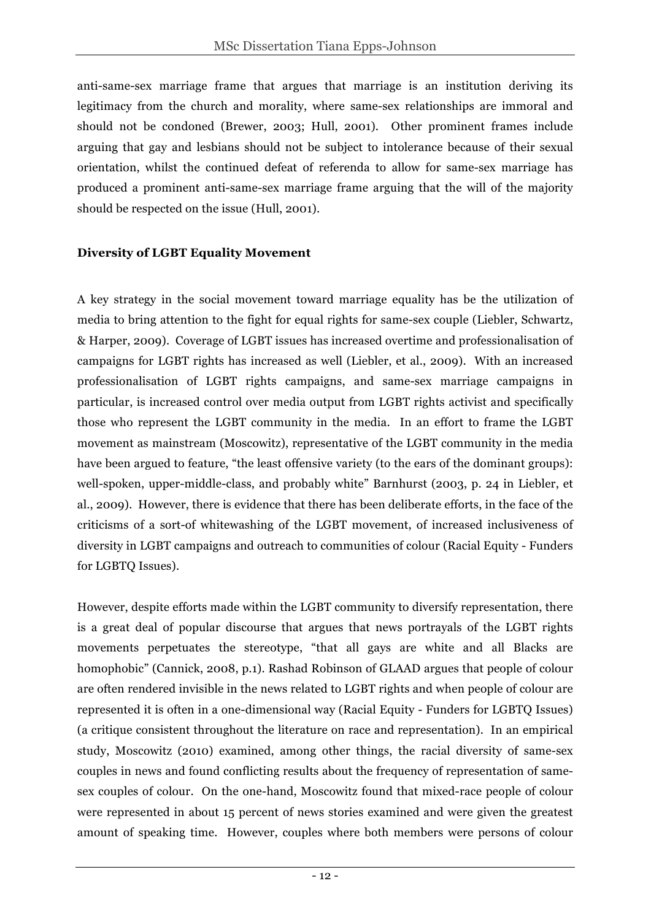anti-same-sex marriage frame that argues that marriage is an institution deriving its legitimacy from the church and morality, where same-sex relationships are immoral and should not be condoned (Brewer, 2003; Hull, 2001). Other prominent frames include arguing that gay and lesbians should not be subject to intolerance because of their sexual orientation, whilst the continued defeat of referenda to allow for same-sex marriage has produced a prominent anti-same-sex marriage frame arguing that the will of the majority should be respected on the issue (Hull, 2001).

**Diversity of LGBT Equality Movement**

A key strategy in the social movement toward marriage equality has be the utilization of media to bring attention to the fight for equal rights for same-sex couple (Liebler, Schwartz, & Harper, 2009). Coverage of LGBT issues has increased overtime and professionalisation of campaigns for LGBT rights has increased as well (Liebler, et al., 2009). With an increased professionalisation of LGBT rights campaigns, and same-sex marriage campaigns in particular, is increased control over media output from LGBT rights activist and specifically those who represent the LGBT community in the media. In an effort to frame the LGBT movement as mainstream (Moscowitz), representative of the LGBT community in the media have been argued to feature, "the least offensive variety (to the ears of the dominant groups): well-spoken, upper-middle-class, and probably white" Barnhurst (2003, p. 24 in Liebler, et al., 2009). However, there is evidence that there has been deliberate efforts, in the face of the criticisms of a sort-of whitewashing of the LGBT movement, of increased inclusiveness of diversity in LGBT campaigns and outreach to communities of colour (Racial Equity - Funders for LGBTQ Issues).

However, despite efforts made within the LGBT community to diversify representation, there is a great deal of popular discourse that argues that news portrayals of the LGBT rights movements perpetuates the stereotype, "that all gays are white and all Blacks are homophobic" (Cannick, 2008, p.1). Rashad Robinson of GLAAD argues that people of colour are often rendered invisible in the news related to LGBT rights and when people of colour are represented it is often in a one-dimensional way (Racial Equity - Funders for LGBTQ Issues) (a critique consistent throughout the literature on race and representation). In an empirical study, Moscowitz (2010) examined, among other things, the racial diversity of same-sex couples in news and found conflicting results about the frequency of representation of same-sex couples of colour. On the one-hand, Moscowitz found that mixed-race people of colour were represented in about 15 percent of news stories examined and were given the greatest amount of speaking time. However, couples where both members were persons of colour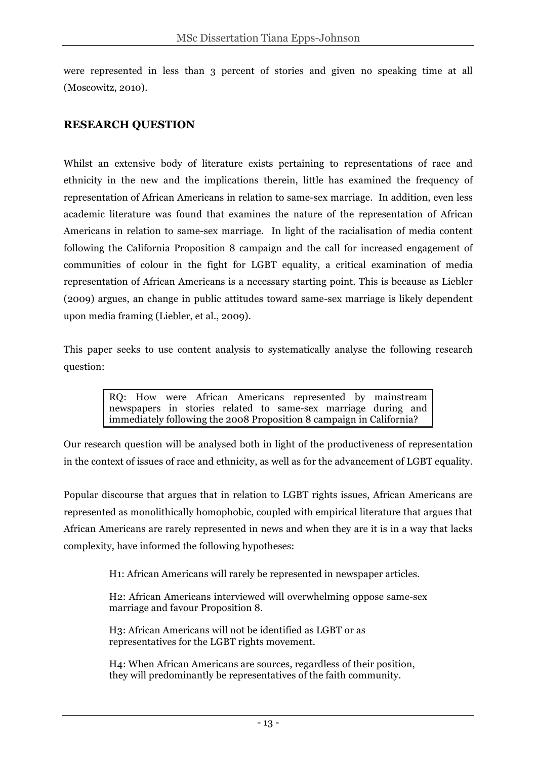were represented in less than 3 percent of stories and given no speaking time at all (Moscowitz, 2010).

## RESEARCH QUESTION

Whilst an extensive body of literature exists pertaining to representations of race and ethnicity in the new and the implications therein, little has examined the frequency of representation of African Americans in relation to same-sex marriage. In addition, even less academic literature was found that examines the nature of the representation of African Americans in relation to same-sex marriage. In light of the racialisation of media content following the California Proposition 8 campaign and the call for increased engagement of communities of colour in the fight for LGBT equality, a critical examination of media representation of African Americans is a necessary starting point. This is because as Liebler (2009) argues, an change in public attitudes toward same-sex marriage is likely dependent upon media framing (Liebler, et al., 2009).

This paper seeks to use content analysis to systematically analyse the following research question:

> RQ: How were African Americans represented by mainstream newspapers in stories related to same-sex marriage during and immediately following the 2008 Proposition 8 campaign in California?

Our research question will be analysed both in light of the productiveness of representation in the context of issues of race and ethnicity, as well as for the advancement of LGBT equality.

Popular discourse that argues that in relation to LGBT rights issues, African Americans are represented as monolithically homophobic, coupled with empirical literature that argues that African Americans are rarely represented in news and when they are it is in a way that lacks complexity, have informed the following hypotheses:

H1: African Americans will rarely be represented in newspaper articles.

H2: African Americans interviewed will overwhelming oppose same-sex marriage and favour Proposition 8.

H3: African Americans will not be identified as LGBT or as representatives for the LGBT rights movement.

H4: When African Americans are sources, regardless of their position, they will predominantly be representatives of the faith community.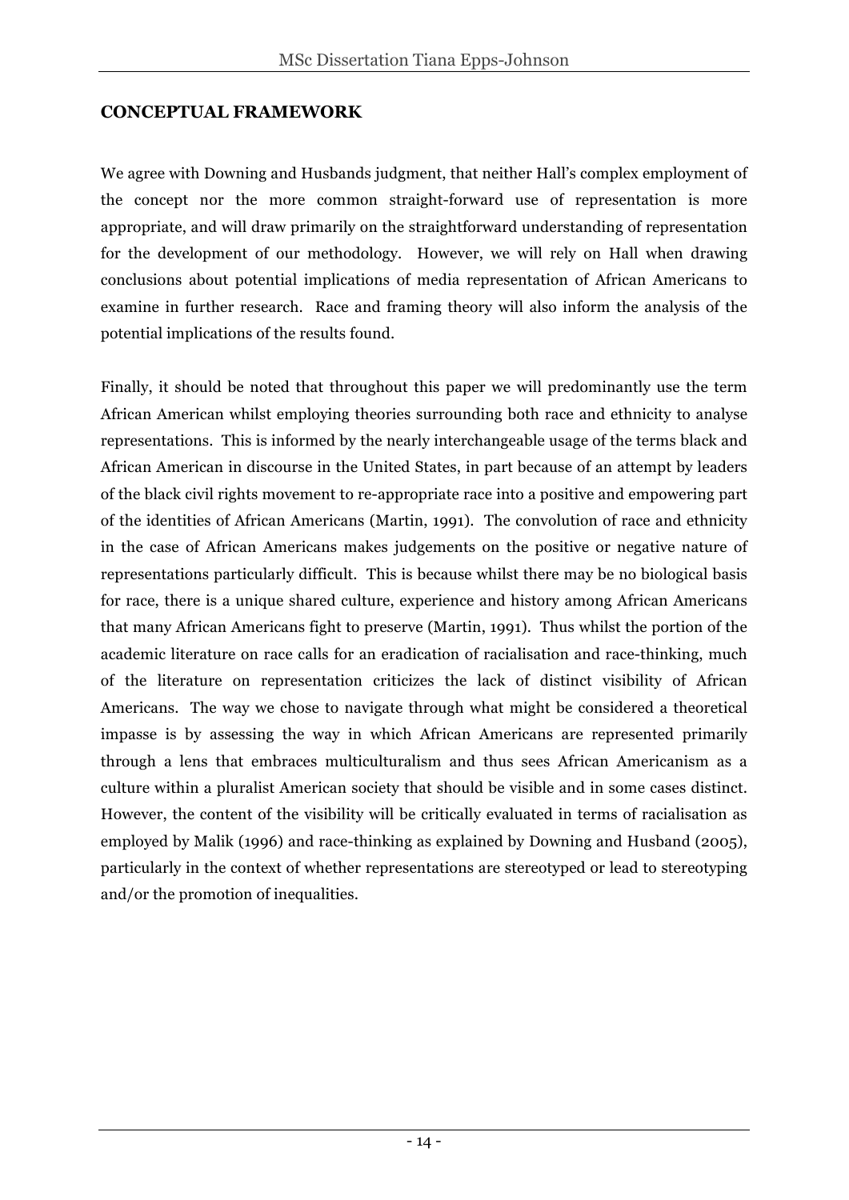## CONCEPTUAL FRAMEWORK

We agree with Downing and Husbands judgment, that neither Hall's complex employment of the concept nor the more common straight-forward use of representation is more appropriate, and will draw primarily on the straightforward understanding of representation for the development of our methodology. However, we will rely on Hall when drawing conclusions about potential implications of media representation of African Americans to examine in further research. Race and framing theory will also inform the analysis of the potential implications of the results found.

Finally, it should be noted that throughout this paper we will predominantly use the term African American whilst employing theories surrounding both race and ethnicity to analyse representations. This is informed by the nearly interchangeable usage of the terms black and African American in discourse in the United States, in part because of an attempt by leaders of the black civil rights movement to re-appropriate race into a positive and empowering part of the identities of African Americans (Martin, 1991). The convolution of race and ethnicity in the case of African Americans makes judgements on the positive or negative nature of representations particularly difficult. This is because whilst there may be no biological basis for race, there is a unique shared culture, experience and history among African Americans that many African Americans fight to preserve (Martin, 1991). Thus whilst the portion of the academic literature on race calls for an eradication of racialisation and race-thinking, much of the literature on representation criticizes the lack of distinct visibility of African Americans. The way we chose to navigate through what might be considered a theoretical impasse is by assessing the way in which African Americans are represented primarily through a lens that embraces multiculturalism and thus sees African Americanism as a culture within a pluralist American society that should be visible and in some cases distinct. However, the content of the visibility will be critically evaluated in terms of racialisation as employed by Malik (1996) and race-thinking as explained by Downing and Husband (2005), particularly in the context of whether representations are stereotyped or lead to stereotyping and/or the promotion of inequalities.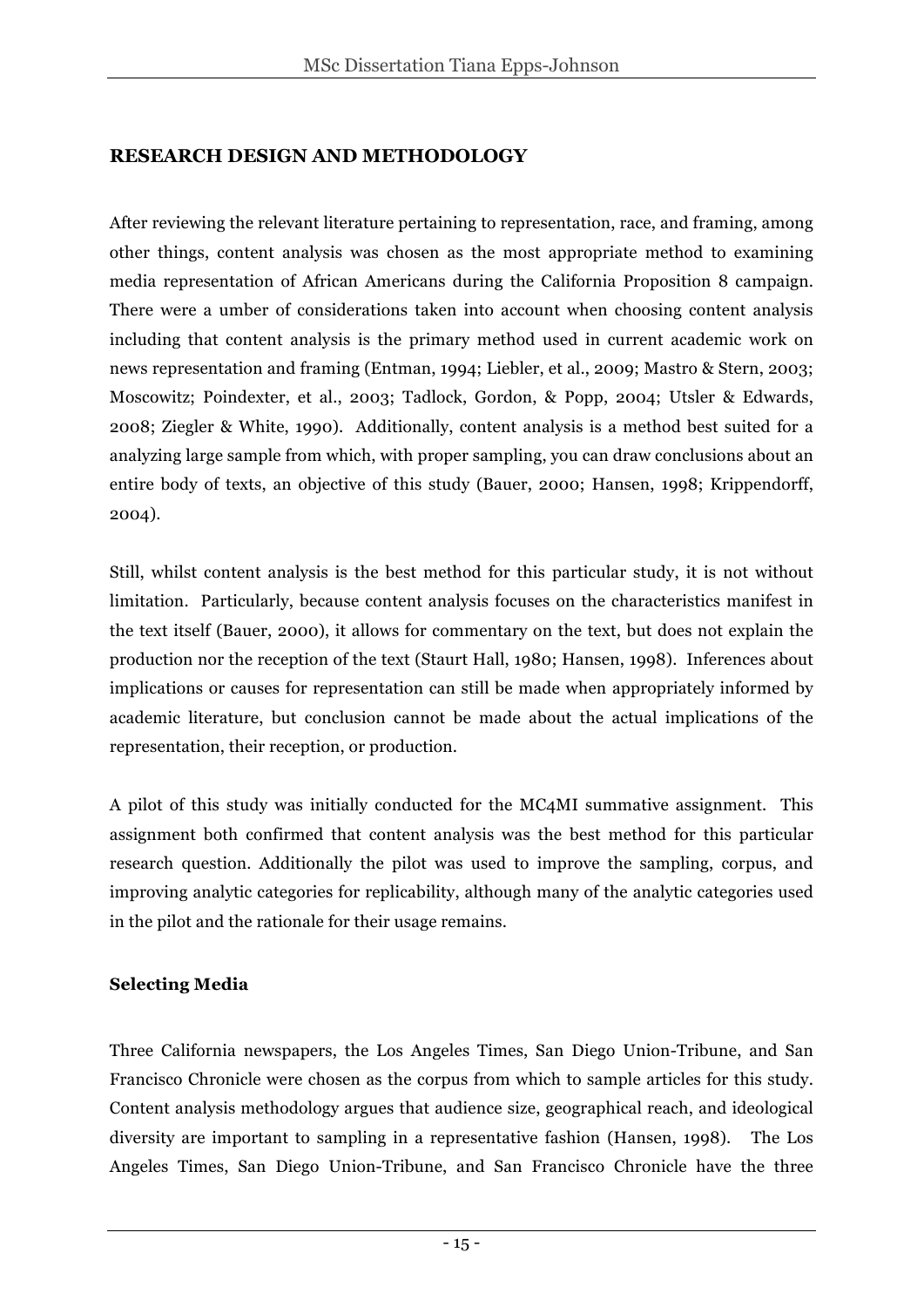## RESEARCH DESIGN AND METHODOLOGY

After reviewing the relevant literature pertaining to representation, race, and framing, among other things, content analysis was chosen as the most appropriate method to examining media representation of African Americans during the California Proposition 8 campaign. There were a umber of considerations taken into account when choosing content analysis including that content analysis is the primary method used in current academic work on news representation and framing (Entman, 1994; Liebler, et al., 2009; Mastro & Stern, 2003; Moscowitz; Poindexter, et al., 2003; Tadlock, Gordon, & Popp, 2004; Utsler & Edwards, 2008; Ziegler & White, 1990). Additionally, content analysis is a method best suited for a analyzing large sample from which, with proper sampling, you can draw conclusions about an entire body of texts, an objective of this study (Bauer, 2000; Hansen, 1998; Krippendorff, 2004).

Still, whilst content analysis is the best method for this particular study, it is not without limitation. Particularly, because content analysis focuses on the characteristics manifest in the text itself (Bauer, 2000), it allows for commentary on the text, but does not explain the production nor the reception of the text (Staurt Hall, 1980; Hansen, 1998). Inferences about implications or causes for representation can still be made when appropriately informed by academic literature, but conclusion cannot be made about the actual implications of the representation, their reception, or production.

A pilot of this study was initially conducted for the MC4MI summative assignment. This assignment both confirmed that content analysis was the best method for this particular research question. Additionally the pilot was used to improve the sampling, corpus, and improving analytic categories for replicability, although many of the analytic categories used in the pilot and the rationale for their usage remains.

### Selecting Media

Three California newspapers, the Los Angeles Times, San Diego Union-Tribune, and San Francisco Chronicle were chosen as the corpus from which to sample articles for this study. Content analysis methodology argues that audience size, geographical reach, and ideological diversity are important to sampling in a representative fashion (Hansen, 1998). The Los Angeles Times, San Diego Union-Tribune, and San Francisco Chronicle have the three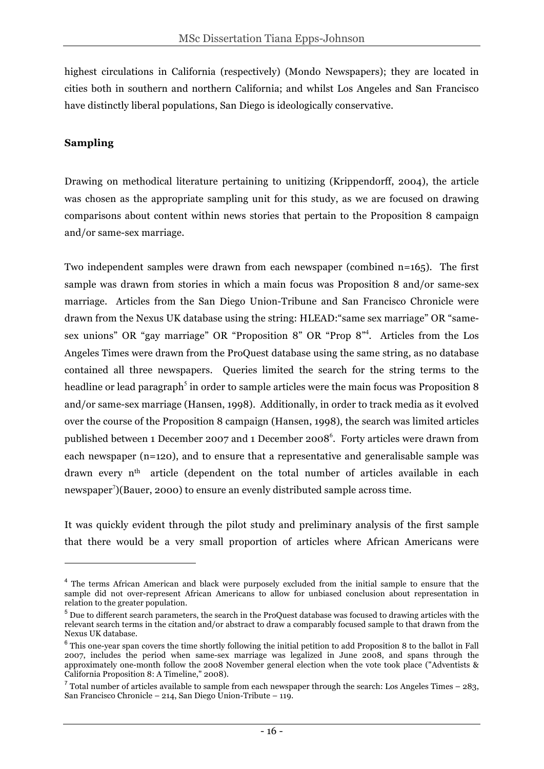highest circulations in California (respectively) (Mondo Newspapers); they are located in cities both in southern and northern California; and whilst Los Angeles and San Francisco have distinctly liberal populations, San Diego is ideologically conservative.

**Sampling**

Drawing on methodical literature pertaining to unitizing (Krippendorff, 2004), the article was chosen as the appropriate sampling unit for this study, as we are focused on drawing comparisons about content within news stories that pertain to the Proposition 8 campaign and/or same-sex marriage.

Two independent samples were drawn from each newspaper (combined n=165). The first sample was drawn from stories in which a main focus was Proposition 8 and/or same-sex marriage. Articles from the San Diego Union-Tribune and San Francisco Chronicle were drawn from the Nexus UK database using the string: HLEAD:"same sex marriage" OR "same-sex unions" OR "gay marriage" OR "Proposition 8" OR "Prop 8"[4]. Articles from the Los Angeles Times were drawn from the ProQuest database using the same string, as no database contained all three newspapers. Queries limited the search for the string terms to the headline or lead paragraph[5] in order to sample articles were the main focus was Proposition 8 and/or same-sex marriage (Hansen, 1998). Additionally, in order to track media as it evolved over the course of the Proposition 8 campaign (Hansen, 1998), the search was limited articles published between 1 December 2007 and 1 December 2008[6]. Forty articles were drawn from each newspaper (n=120), and to ensure that a representative and generalisable sample was drawn every n[th] article (dependent on the total number of articles available in each newspaper[7])(Bauer, 2000) to ensure an evenly distributed sample across time.

It was quickly evident through the pilot study and preliminary analysis of the first sample that there would be a very small proportion of articles where African Americans were

---

[4] The terms African American and black were purposely excluded from the initial sample to ensure that the sample did not over-represent African Americans to allow for unbiased conclusion about representation in relation to the greater population.

[5] Due to different search parameters, the search in the ProQuest database was focused to drawing articles with the relevant search terms in the citation and/or abstract to draw a comparably focused sample to that drawn from the Nexus UK database.

[6] This one-year span covers the time shortly following the initial petition to add Proposition 8 to the ballot in Fall 2007, includes the period when same-sex marriage was legalized in June 2008, and spans through the approximately one-month follow the 2008 November general election when the vote took place ("Adventists & California Proposition 8: A Timeline," 2008).

[7] Total number of articles available to sample from each newspaper through the search: Los Angeles Times – 283, San Francisco Chronicle – 214, San Diego Union-Tribute – 119.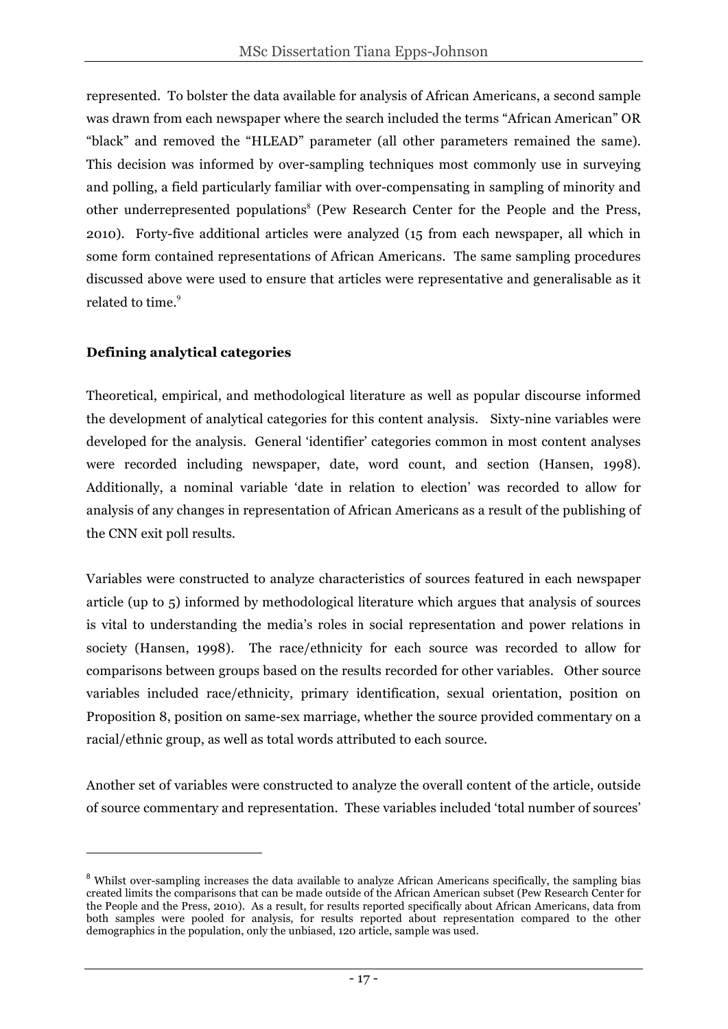represented. To bolster the data available for analysis of African Americans, a second sample was drawn from each newspaper where the search included the terms "African American" OR "black" and removed the "HLEAD" parameter (all other parameters remained the same). This decision was informed by over-sampling techniques most commonly use in surveying and polling, a field particularly familiar with over-compensating in sampling of minority and other underrepresented populations[8] (Pew Research Center for the People and the Press, 2010). Forty-five additional articles were analyzed (15 from each newspaper, all which in some form contained representations of African Americans. The same sampling procedures discussed above were used to ensure that articles were representative and generalisable as it related to time.[9]

**Defining analytical categories**

Theoretical, empirical, and methodological literature as well as popular discourse informed the development of analytical categories for this content analysis. Sixty-nine variables were developed for the analysis. General 'identifier' categories common in most content analyses were recorded including newspaper, date, word count, and section (Hansen, 1998). Additionally, a nominal variable 'date in relation to election' was recorded to allow for analysis of any changes in representation of African Americans as a result of the publishing of the CNN exit poll results.

Variables were constructed to analyze characteristics of sources featured in each newspaper article (up to 5) informed by methodological literature which argues that analysis of sources is vital to understanding the media's roles in social representation and power relations in society (Hansen, 1998). The race/ethnicity for each source was recorded to allow for comparisons between groups based on the results recorded for other variables. Other source variables included race/ethnicity, primary identification, sexual orientation, position on Proposition 8, position on same-sex marriage, whether the source provided commentary on a racial/ethnic group, as well as total words attributed to each source.

Another set of variables were constructed to analyze the overall content of the article, outside of source commentary and representation. These variables included 'total number of sources'

---

[8] Whilst over-sampling increases the data available to analyze African Americans specifically, the sampling bias created limits the comparisons that can be made outside of the African American subset (Pew Research Center for the People and the Press, 2010). As a result, for results reported specifically about African Americans, data from both samples were pooled for analysis, for results reported about representation compared to the other demographics in the population, only the unbiased, 120 article, sample was used.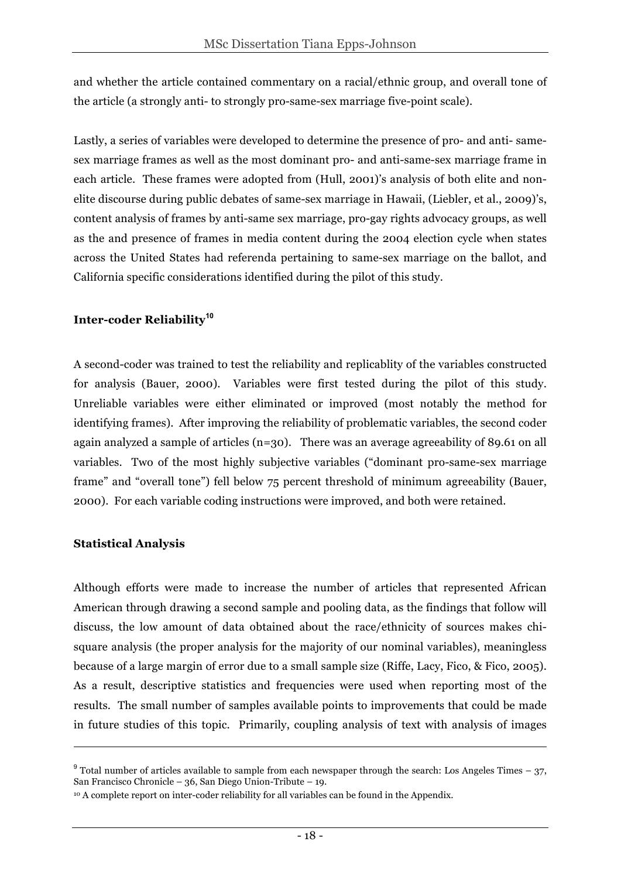and whether the article contained commentary on a racial/ethnic group, and overall tone of the article (a strongly anti- to strongly pro-same-sex marriage five-point scale).

Lastly, a series of variables were developed to determine the presence of pro- and anti- same-sex marriage frames as well as the most dominant pro- and anti-same-sex marriage frame in each article. These frames were adopted from (Hull, 2001)'s analysis of both elite and non-elite discourse during public debates of same-sex marriage in Hawaii, (Liebler, et al., 2009)'s, content analysis of frames by anti-same sex marriage, pro-gay rights advocacy groups, as well as the and presence of frames in media content during the 2004 election cycle when states across the United States had referenda pertaining to same-sex marriage on the ballot, and California specific considerations identified during the pilot of this study.

**Inter-coder Reliability[10]**

A second-coder was trained to test the reliability and replicablity of the variables constructed for analysis (Bauer, 2000). Variables were first tested during the pilot of this study. Unreliable variables were either eliminated or improved (most notably the method for identifying frames). After improving the reliability of problematic variables, the second coder again analyzed a sample of articles (n=30). There was an average agreeability of 89.61 on all variables. Two of the most highly subjective variables ("dominant pro-same-sex marriage frame" and "overall tone") fell below 75 percent threshold of minimum agreeability (Bauer, 2000). For each variable coding instructions were improved, and both were retained.

**Statistical Analysis**

Although efforts were made to increase the number of articles that represented African American through drawing a second sample and pooling data, as the findings that follow will discuss, the low amount of data obtained about the race/ethnicity of sources makes chi-square analysis (the proper analysis for the majority of our nominal variables), meaningless because of a large margin of error due to a small sample size (Riffe, Lacy, Fico, & Fico, 2005). As a result, descriptive statistics and frequencies were used when reporting most of the results. The small number of samples available points to improvements that could be made in future studies of this topic. Primarily, coupling analysis of text with analysis of images

---

[9] Total number of articles available to sample from each newspaper through the search: Los Angeles Times – 37, San Francisco Chronicle – 36, San Diego Union-Tribute – 19.

[10] A complete report on inter-coder reliability for all variables can be found in the Appendix.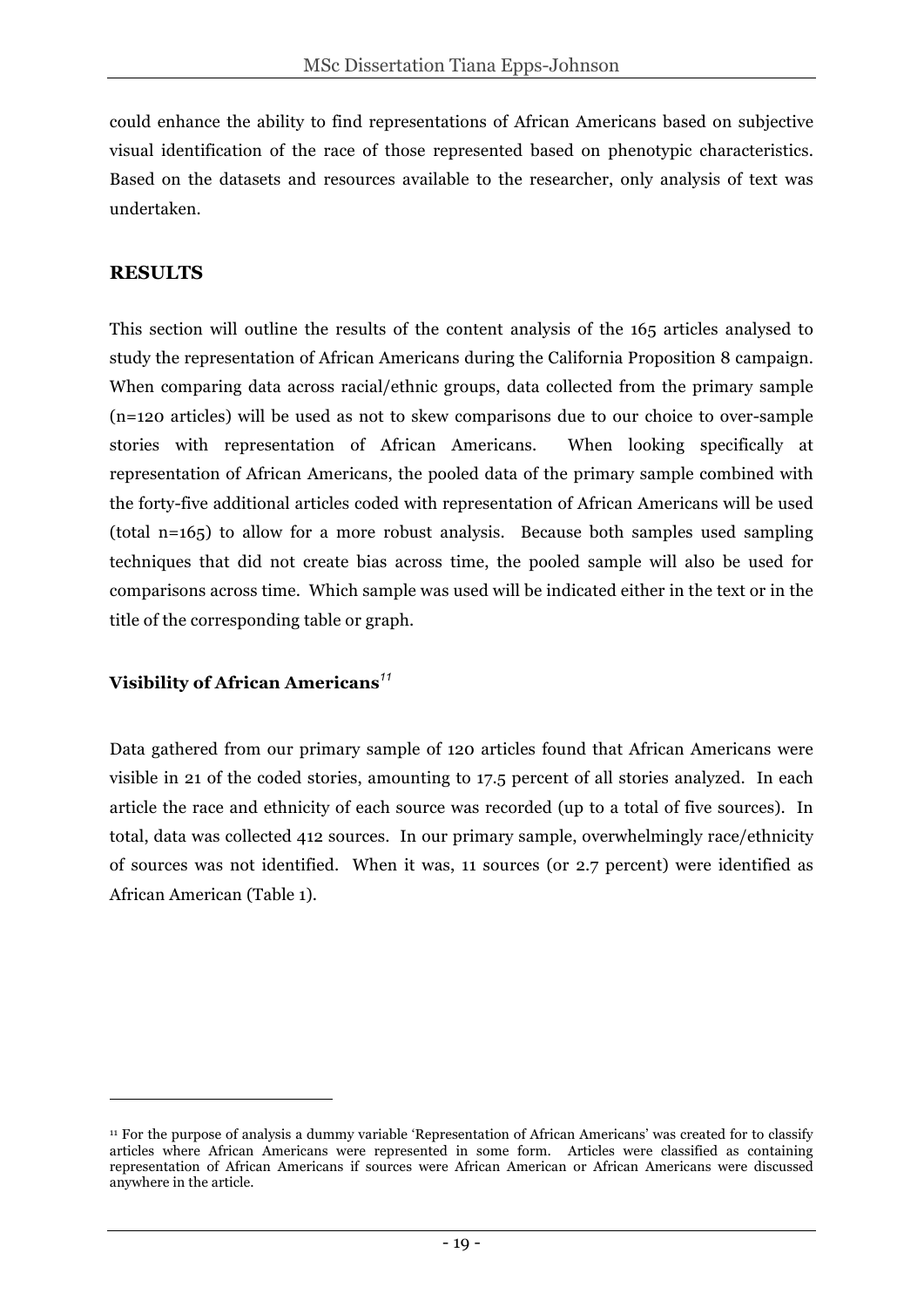could enhance the ability to find representations of African Americans based on subjective visual identification of the race of those represented based on phenotypic characteristics. Based on the datasets and resources available to the researcher, only analysis of text was undertaken.

## RESULTS

This section will outline the results of the content analysis of the 165 articles analysed to study the representation of African Americans during the California Proposition 8 campaign. When comparing data across racial/ethnic groups, data collected from the primary sample (n=120 articles) will be used as not to skew comparisons due to our choice to over-sample stories with representation of African Americans. When looking specifically at representation of African Americans, the pooled data of the primary sample combined with the forty-five additional articles coded with representation of African Americans will be used (total n=165) to allow for a more robust analysis. Because both samples used sampling techniques that did not create bias across time, the pooled sample will also be used for comparisons across time. Which sample was used will be indicated either in the text or in the title of the corresponding table or graph.

### Visibility of African Americans[11]

Data gathered from our primary sample of 120 articles found that African Americans were visible in 21 of the coded stories, amounting to 17.5 percent of all stories analyzed. In each article the race and ethnicity of each source was recorded (up to a total of five sources). In total, data was collected 412 sources. In our primary sample, overwhelmingly race/ethnicity of sources was not identified. When it was, 11 sources (or 2.7 percent) were identified as African American (Table 1).

---

[11] For the purpose of analysis a dummy variable 'Representation of African Americans' was created for to classify articles where African Americans were represented in some form. Articles were classified as containing representation of African Americans if sources were African American or African Americans were discussed anywhere in the article.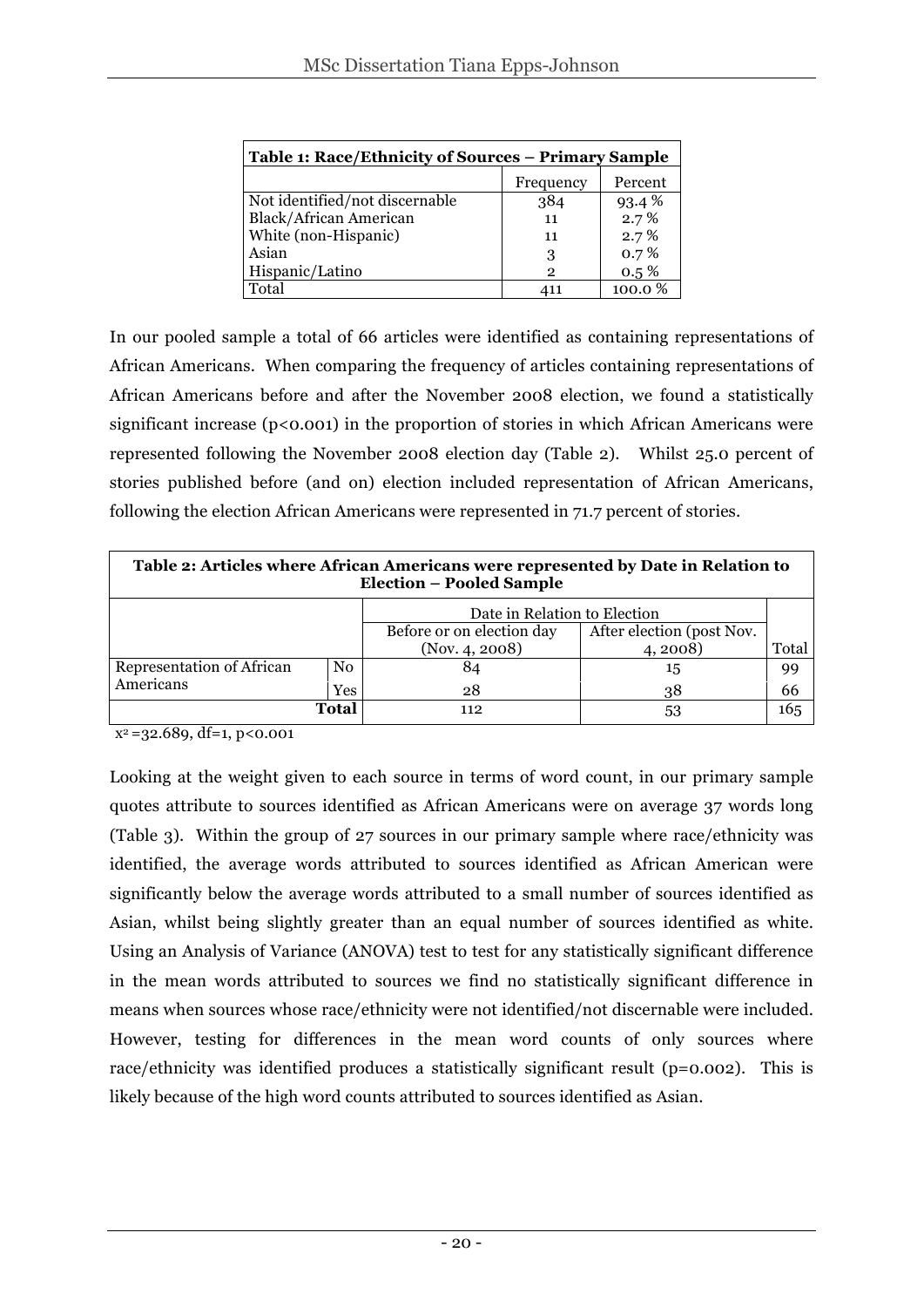| Table 1: Race/Ethnicity of Sources – Primary Sample | | |
|---|---|---|
| | Frequency | Percent |
| Not identified/not discernable | 384 | 93.4 % |
| Black/African American | 11 | 2.7 % |
| White (non-Hispanic) | 11 | 2.7 % |
| Asian | 3 | 0.7 % |
| Hispanic/Latino | 2 | 0.5 % |
| Total | 411 | 100.0 % |

In our pooled sample a total of 66 articles were identified as containing representations of African Americans. When comparing the frequency of articles containing representations of African Americans before and after the November 2008 election, we found a statistically significant increase ($p<0.001$) in the proportion of stories in which African Americans were represented following the November 2008 election day (Table 2). Whilst 25.0 percent of stories published before (and on) election included representation of African Americans, following the election African Americans were represented in 71.7 percent of stories.

| Table 2: Articles where African Americans were represented by Date in Relation to Election – Pooled Sample | | | | |
|---|---|---|---|---|
| | | Date in Relation to Election | | |
| | | Before or on election day (Nov. 4, 2008) | After election (post Nov. 4, 2008) | Total |
| Representation of African Americans | No | 84 | 15 | 99 |
| | Yes | 28 | 38 | 66 |
| | Total | 112 | 53 | 165 |

$x^2=32.689$, df=1, $p<0.001$

Looking at the weight given to each source in terms of word count, in our primary sample quotes attribute to sources identified as African Americans were on average 37 words long (Table 3). Within the group of 27 sources in our primary sample where race/ethnicity was identified, the average words attributed to sources identified as African American were significantly below the average words attributed to a small number of sources identified as Asian, whilst being slightly greater than an equal number of sources identified as white. Using an Analysis of Variance (ANOVA) test to test for any statistically significant difference in the mean words attributed to sources we find no statistically significant difference in means when sources whose race/ethnicity were not identified/not discernable were included. However, testing for differences in the mean word counts of only sources where race/ethnicity was identified produces a statistically significant result ($p=0.002$). This is likely because of the high word counts attributed to sources identified as Asian.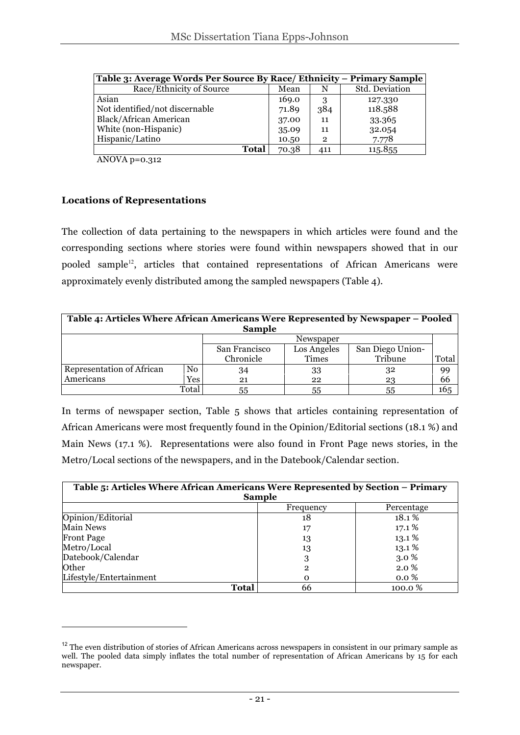| Table 3: Average Words Per Source By Race/ Ethnicity – Primary Sample | | | |
|---|---|---|---|
| Race/Ethnicity of Source | Mean | N | Std. Deviation |
| Asian | 169.0 | 3 | 127.330 |
| Not identified/not discernable | 71.89 | 384 | 118.588 |
| Black/African American | 37.00 | 11 | 33.365 |
| White (non-Hispanic) | 35.09 | 11 | 32.054 |
| Hispanic/Latino | 10.50 | 2 | 7.778 |
| **Total** | 70.38 | 411 | 115.855 |

ANOVA p=0.312

**Locations of Representations**

The collection of data pertaining to the newspapers in which articles were found and the corresponding sections where stories were found within newspapers showed that in our pooled sample[12], articles that contained representations of African Americans were approximately evenly distributed among the sampled newspapers (Table 4).

| Table 4: Articles Where African Americans Were Represented by Newspaper – Pooled Sample | | | | | |
|---|---|---|---|---|---|
| | | Newspaper | | | |
| | | San Francisco Chronicle | Los Angeles Times | San Diego Union-Tribune | Total |
| Representation of African Americans | No | 34 | 33 | 32 | 99 |
| | Yes | 21 | 22 | 23 | 66 |
| | Total | 55 | 55 | 55 | 165 |

In terms of newspaper section, Table 5 shows that articles containing representation of African Americans were most frequently found in the Opinion/Editorial sections (18.1 %) and Main News (17.1 %). Representations were also found in Front Page news stories, in the Metro/Local sections of the newspapers, and in the Datebook/Calendar section.

| Table 5: Articles Where African Americans Were Represented by Section – Primary Sample | | |
|---|---|---|
| | Frequency | Percentage |
| Opinion/Editorial | 18 | 18.1 % |
| Main News | 17 | 17.1 % |
| Front Page | 13 | 13.1 % |
| Metro/Local | 13 | 13.1 % |
| Datebook/Calendar | 3 | 3.0 % |
| Other | 2 | 2.0 % |
| Lifestyle/Entertainment | 0 | 0.0 % |
| **Total** | 66 | 100.0 % |

[12] The even distribution of stories of African Americans across newspapers in consistent in our primary sample as well. The pooled data simply inflates the total number of representation of African Americans by 15 for each newspaper.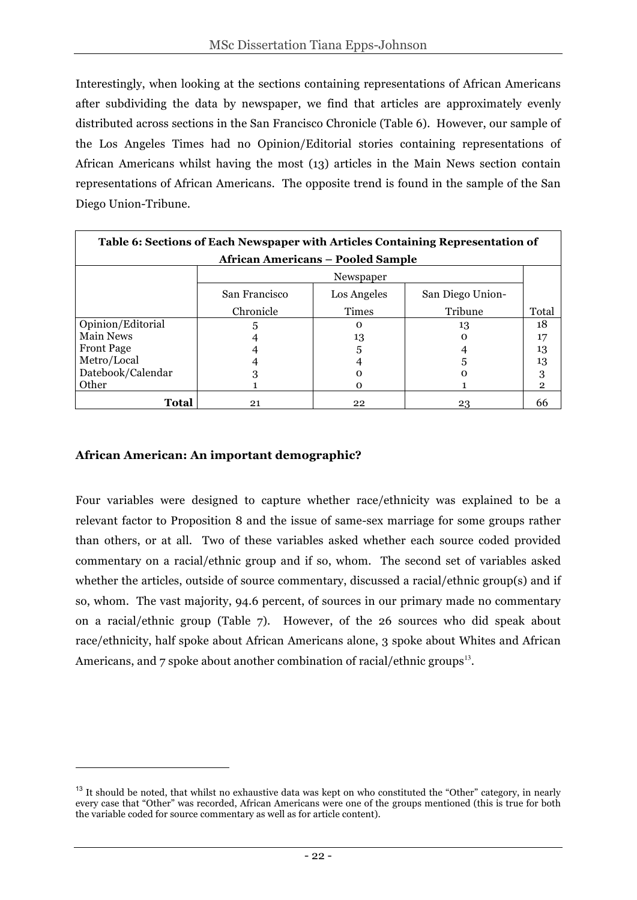Interestingly, when looking at the sections containing representations of African Americans after subdividing the data by newspaper, we find that articles are approximately evenly distributed across sections in the San Francisco Chronicle (Table 6). However, our sample of the Los Angeles Times had no Opinion/Editorial stories containing representations of African Americans whilst having the most (13) articles in the Main News section contain representations of African Americans. The opposite trend is found in the sample of the San Diego Union-Tribune.

| **Table 6: Sections of Each Newspaper with Articles Containing Representation of African Americans – Pooled Sample** | | | | |
|---|---|---|---|---|
| | Newspaper | | | |
| | San Francisco Chronicle | Los Angeles Times | San Diego Union-Tribune | Total |
| Opinion/Editorial | 5 | 0 | 13 | 18 |
| Main News | 4 | 13 | 0 | 17 |
| Front Page | 4 | 5 | 4 | 13 |
| Metro/Local | 4 | 4 | 5 | 13 |
| Datebook/Calendar | 3 | 0 | 0 | 3 |
| Other | 1 | 0 | 1 | 2 |
| **Total** | 21 | 22 | 23 | 66 |

### African American: An important demographic?

Four variables were designed to capture whether race/ethnicity was explained to be a relevant factor to Proposition 8 and the issue of same-sex marriage for some groups rather than others, or at all. Two of these variables asked whether each source coded provided commentary on a racial/ethnic group and if so, whom. The second set of variables asked whether the articles, outside of source commentary, discussed a racial/ethnic group(s) and if so, whom. The vast majority, 94.6 percent, of sources in our primary made no commentary on a racial/ethnic group (Table 7). However, of the 26 sources who did speak about race/ethnicity, half spoke about African Americans alone, 3 spoke about Whites and African Americans, and 7 spoke about another combination of racial/ethnic groups[13].

[13] It should be noted, that whilst no exhaustive data was kept on who constituted the "Other" category, in nearly every case that "Other" was recorded, African Americans were one of the groups mentioned (this is true for both the variable coded for source commentary as well as for article content).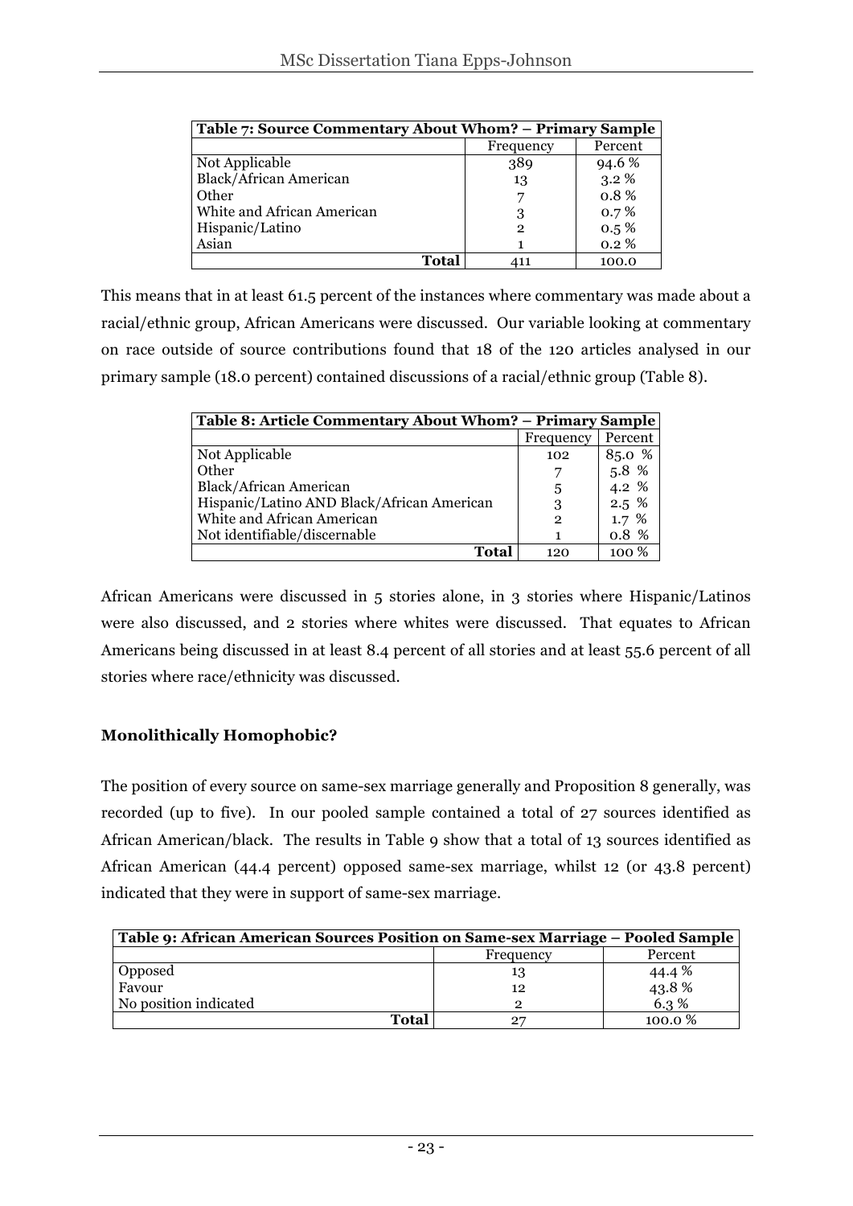| Table 7: Source Commentary About Whom? – Primary Sample | | |
|---|---|---|
| | Frequency | Percent |
| Not Applicable | 389 | 94.6 % |
| Black/African American | 13 | 3.2 % |
| Other | 7 | 0.8 % |
| White and African American | 3 | 0.7 % |
| Hispanic/Latino | 2 | 0.5 % |
| Asian | 1 | 0.2 % |
| **Total** | 411 | 100.0 |

This means that in at least 61.5 percent of the instances where commentary was made about a racial/ethnic group, African Americans were discussed. Our variable looking at commentary on race outside of source contributions found that 18 of the 120 articles analysed in our primary sample (18.0 percent) contained discussions of a racial/ethnic group (Table 8).

| Table 8: Article Commentary About Whom? – Primary Sample | | |
|---|---|---|
| | Frequency | Percent |
| Not Applicable | 102 | 85.0 % |
| Other | 7 | 5.8 % |
| Black/African American | 5 | 4.2 % |
| Hispanic/Latino AND Black/African American | 3 | 2.5 % |
| White and African American | 2 | 1.7 % |
| Not identifiable/discernable | 1 | 0.8 % |
| **Total** | 120 | 100 % |

African Americans were discussed in 5 stories alone, in 3 stories where Hispanic/Latinos were also discussed, and 2 stories where whites were discussed. That equates to African Americans being discussed in at least 8.4 percent of all stories and at least 55.6 percent of all stories where race/ethnicity was discussed.

**Monolithically Homophobic?**

The position of every source on same-sex marriage generally and Proposition 8 generally, was recorded (up to five). In our pooled sample contained a total of 27 sources identified as African American/black. The results in Table 9 show that a total of 13 sources identified as African American (44.4 percent) opposed same-sex marriage, whilst 12 (or 43.8 percent) indicated that they were in support of same-sex marriage.

| Table 9: African American Sources Position on Same-sex Marriage – Pooled Sample | | |
|---|---|---|
| | Frequency | Percent |
| Opposed | 13 | 44.4 % |
| Favour | 12 | 43.8 % |
| No position indicated | 2 | 6.3 % |
| **Total** | 27 | 100.0 % |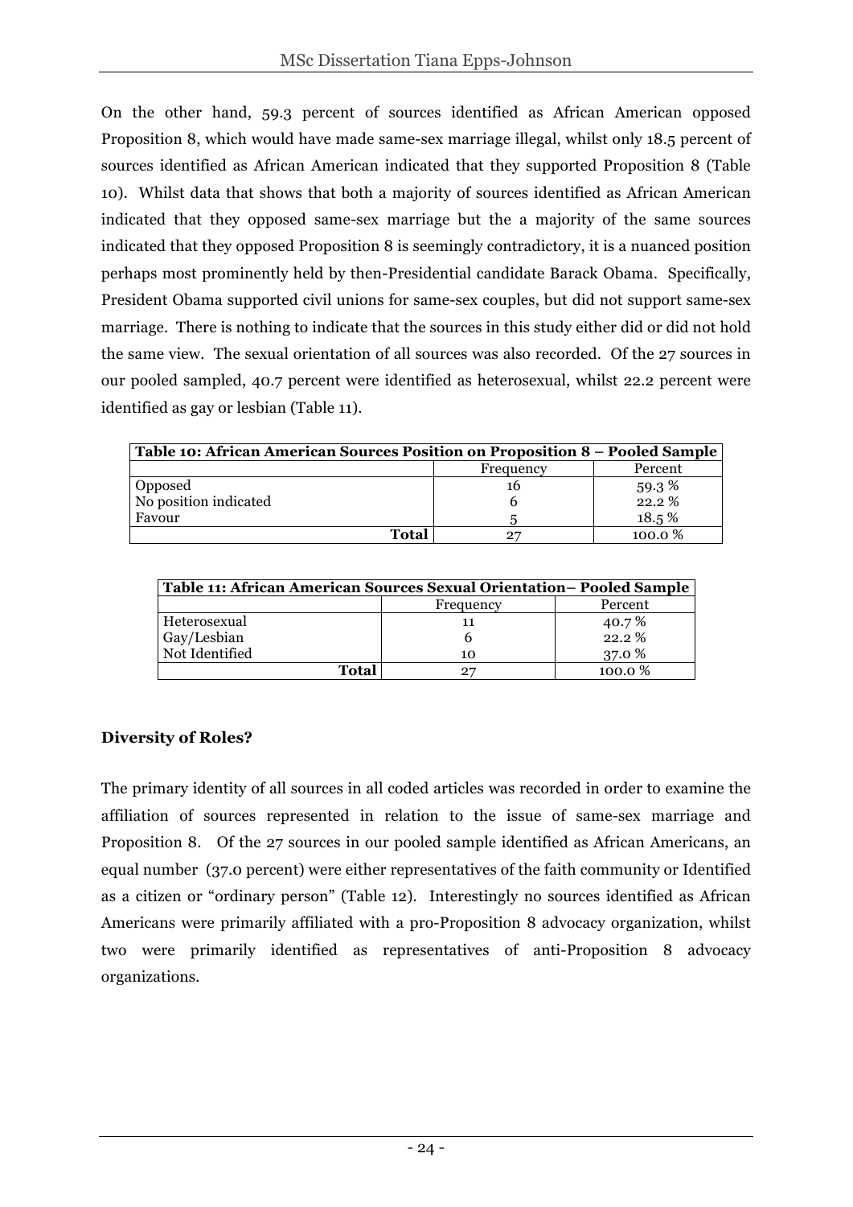On the other hand, 59.3 percent of sources identified as African American opposed Proposition 8, which would have made same-sex marriage illegal, whilst only 18.5 percent of sources identified as African American indicated that they supported Proposition 8 (Table 10). Whilst data that shows that both a majority of sources identified as African American indicated that they opposed same-sex marriage but the a majority of the same sources indicated that they opposed Proposition 8 is seemingly contradictory, it is a nuanced position perhaps most prominently held by then-Presidential candidate Barack Obama. Specifically, President Obama supported civil unions for same-sex couples, but did not support same-sex marriage. There is nothing to indicate that the sources in this study either did or did not hold the same view. The sexual orientation of all sources was also recorded. Of the 27 sources in our pooled sampled, 40.7 percent were identified as heterosexual, whilst 22.2 percent were identified as gay or lesbian (Table 11).

| Table 10: African American Sources Position on Proposition 8 – Pooled Sample | | |
|---|---|---|
| | Frequency | Percent |
| Opposed | 16 | 59.3 % |
| No position indicated | 6 | 22.2 % |
| Favour | 5 | 18.5 % |
| **Total** | 27 | 100.0 % |

| Table 11: African American Sources Sexual Orientation– Pooled Sample | | |
|---|---|---|
| | Frequency | Percent |
| Heterosexual | 11 | 40.7 % |
| Gay/Lesbian | 6 | 22.2 % |
| Not Identified | 10 | 37.0 % |
| **Total** | 27 | 100.0 % |

**Diversity of Roles?**

The primary identity of all sources in all coded articles was recorded in order to examine the affiliation of sources represented in relation to the issue of same-sex marriage and Proposition 8. Of the 27 sources in our pooled sample identified as African Americans, an equal number (37.0 percent) were either representatives of the faith community or Identified as a citizen or "ordinary person" (Table 12). Interestingly no sources identified as African Americans were primarily affiliated with a pro-Proposition 8 advocacy organization, whilst two were primarily identified as representatives of anti-Proposition 8 advocacy organizations.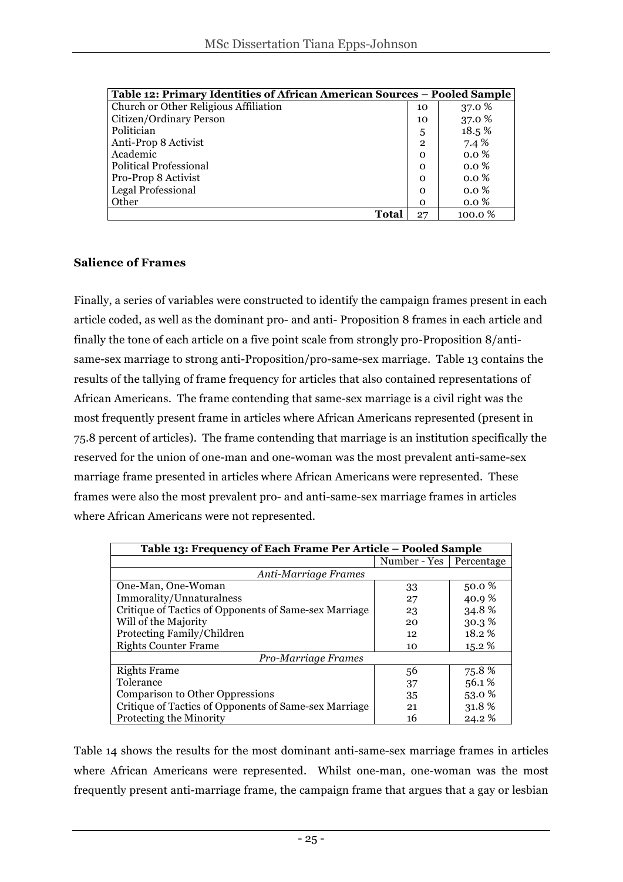| Table 12: Primary Identities of African American Sources – Pooled Sample | | |
|---|---|---|
| Church or Other Religious Affiliation | 10 | 37.0 % |
| Citizen/Ordinary Person | 10 | 37.0 % |
| Politician | 5 | 18.5 % |
| Anti-Prop 8 Activist | 2 | 7.4 % |
| Academic | 0 | 0.0 % |
| Political Professional | 0 | 0.0 % |
| Pro-Prop 8 Activist | 0 | 0.0 % |
| Legal Professional | 0 | 0.0 % |
| Other | 0 | 0.0 % |
| **Total** | 27 | 100.0 % |

**Salience of Frames**

Finally, a series of variables were constructed to identify the campaign frames present in each article coded, as well as the dominant pro- and anti- Proposition 8 frames in each article and finally the tone of each article on a five point scale from strongly pro-Proposition 8/anti-same-sex marriage to strong anti-Proposition/pro-same-sex marriage. Table 13 contains the results of the tallying of frame frequency for articles that also contained representations of African Americans. The frame contending that same-sex marriage is a civil right was the most frequently present frame in articles where African Americans represented (present in 75.8 percent of articles). The frame contending that marriage is an institution specifically the reserved for the union of one-man and one-woman was the most prevalent anti-same-sex marriage frame presented in articles where African Americans were represented. These frames were also the most prevalent pro- and anti-same-sex marriage frames in articles where African Americans were not represented.

| Table 13: Frequency of Each Frame Per Article – Pooled Sample | | |
|---|---|---|
| | Number - Yes | Percentage |
| *Anti-Marriage Frames* | | |
| One-Man, One-Woman | 33 | 50.0 % |
| Immorality/Unnaturalness | 27 | 40.9 % |
| Critique of Tactics of Opponents of Same-sex Marriage | 23 | 34.8 % |
| Will of the Majority | 20 | 30.3 % |
| Protecting Family/Children | 12 | 18.2 % |
| Rights Counter Frame | 10 | 15.2 % |
| *Pro-Marriage Frames* | | |
| Rights Frame | 56 | 75.8 % |
| Tolerance | 37 | 56.1 % |
| Comparison to Other Oppressions | 35 | 53.0 % |
| Critique of Tactics of Opponents of Same-sex Marriage | 21 | 31.8 % |
| Protecting the Minority | 16 | 24.2 % |

Table 14 shows the results for the most dominant anti-same-sex marriage frames in articles where African Americans were represented. Whilst one-man, one-woman was the most frequently present anti-marriage frame, the campaign frame that argues that a gay or lesbian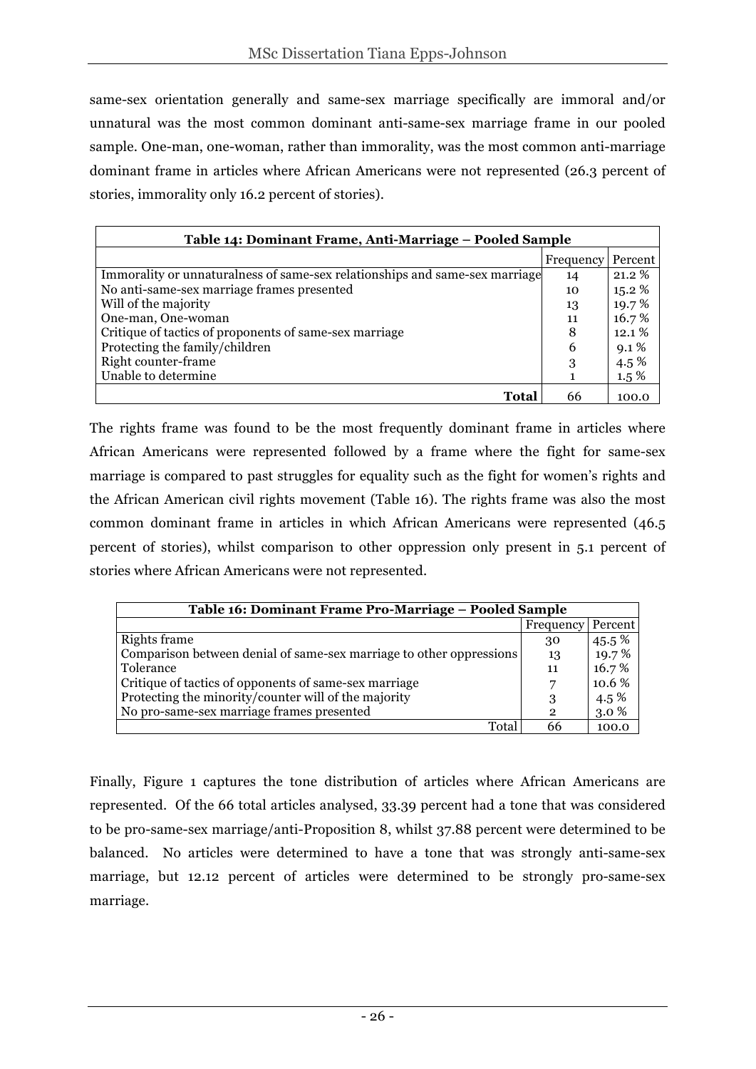same-sex orientation generally and same-sex marriage specifically are immoral and/or unnatural was the most common dominant anti-same-sex marriage frame in our pooled sample. One-man, one-woman, rather than immorality, was the most common anti-marriage dominant frame in articles where African Americans were not represented (26.3 percent of stories, immorality only 16.2 percent of stories).

| **Table 14: Dominant Frame, Anti-Marriage – Pooled Sample** | | |
|---|---|---|
| | Frequency | Percent |
| Immorality or unnaturalness of same-sex relationships and same-sex marriage | 14 | 21.2 % |
| No anti-same-sex marriage frames presented | 10 | 15.2 % |
| Will of the majority | 13 | 19.7 % |
| One-man, One-woman | 11 | 16.7 % |
| Critique of tactics of proponents of same-sex marriage | 8 | 12.1 % |
| Protecting the family/children | 6 | 9.1 % |
| Right counter-frame | 3 | 4.5 % |
| Unable to determine | 1 | 1.5 % |
| **Total** | 66 | 100.0 |

The rights frame was found to be the most frequently dominant frame in articles where African Americans were represented followed by a frame where the fight for same-sex marriage is compared to past struggles for equality such as the fight for women's rights and the African American civil rights movement (Table 16). The rights frame was also the most common dominant frame in articles in which African Americans were represented (46.5 percent of stories), whilst comparison to other oppression only present in 5.1 percent of stories where African Americans were not represented.

| **Table 16: Dominant Frame Pro-Marriage – Pooled Sample** | | |
|---|---|---|
| | Frequency | Percent |
| Rights frame | 30 | 45.5 % |
| Comparison between denial of same-sex marriage to other oppressions | 13 | 19.7 % |
| Tolerance | 11 | 16.7 % |
| Critique of tactics of opponents of same-sex marriage | 7 | 10.6 % |
| Protecting the minority/counter will of the majority | 3 | 4.5 % |
| No pro-same-sex marriage frames presented | 2 | 3.0 % |
| Total | 66 | 100.0 |

Finally, Figure 1 captures the tone distribution of articles where African Americans are represented. Of the 66 total articles analysed, 33.39 percent had a tone that was considered to be pro-same-sex marriage/anti-Proposition 8, whilst 37.88 percent were determined to be balanced. No articles were determined to have a tone that was strongly anti-same-sex marriage, but 12.12 percent of articles were determined to be strongly pro-same-sex marriage.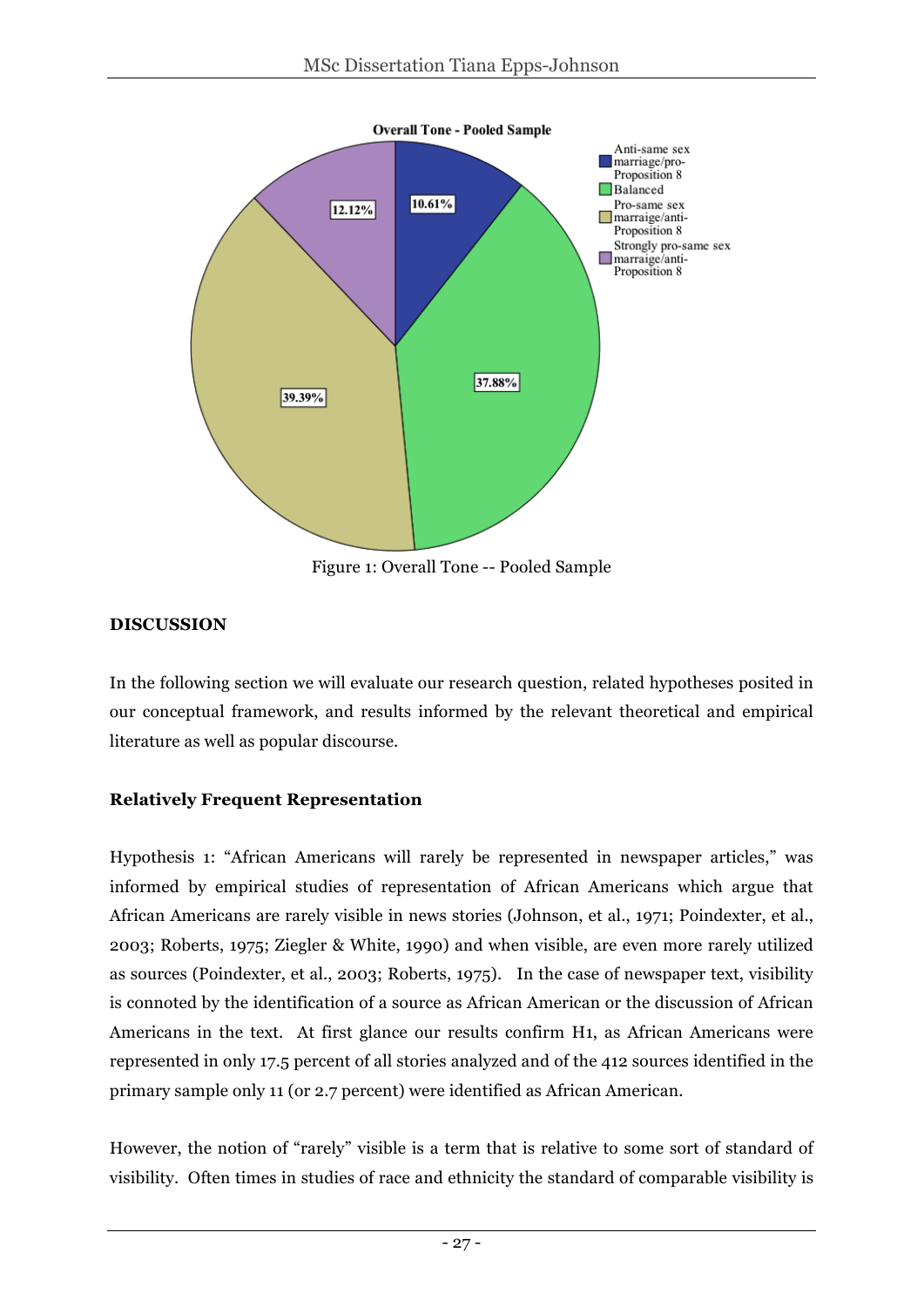Figure 1: Overall Tone -- Pooled Sample

**DISCUSSION**

In the following section we will evaluate our research question, related hypotheses posited in our conceptual framework, and results informed by the relevant theoretical and empirical literature as well as popular discourse.

**Relatively Frequent Representation**

Hypothesis 1: "African Americans will rarely be represented in newspaper articles," was informed by empirical studies of representation of African Americans which argue that African Americans are rarely visible in news stories (Johnson, et al., 1971; Poindexter, et al., 2003; Roberts, 1975; Ziegler & White, 1990) and when visible, are even more rarely utilized as sources (Poindexter, et al., 2003; Roberts, 1975). In the case of newspaper text, visibility is connoted by the identification of a source as African American or the discussion of African Americans in the text. At first glance our results confirm H1, as African Americans were represented in only 17.5 percent of all stories analyzed and of the 412 sources identified in the primary sample only 11 (or 2.7 percent) were identified as African American.

However, the notion of "rarely" visible is a term that is relative to some sort of standard of visibility. Often times in studies of race and ethnicity the standard of comparable visibility is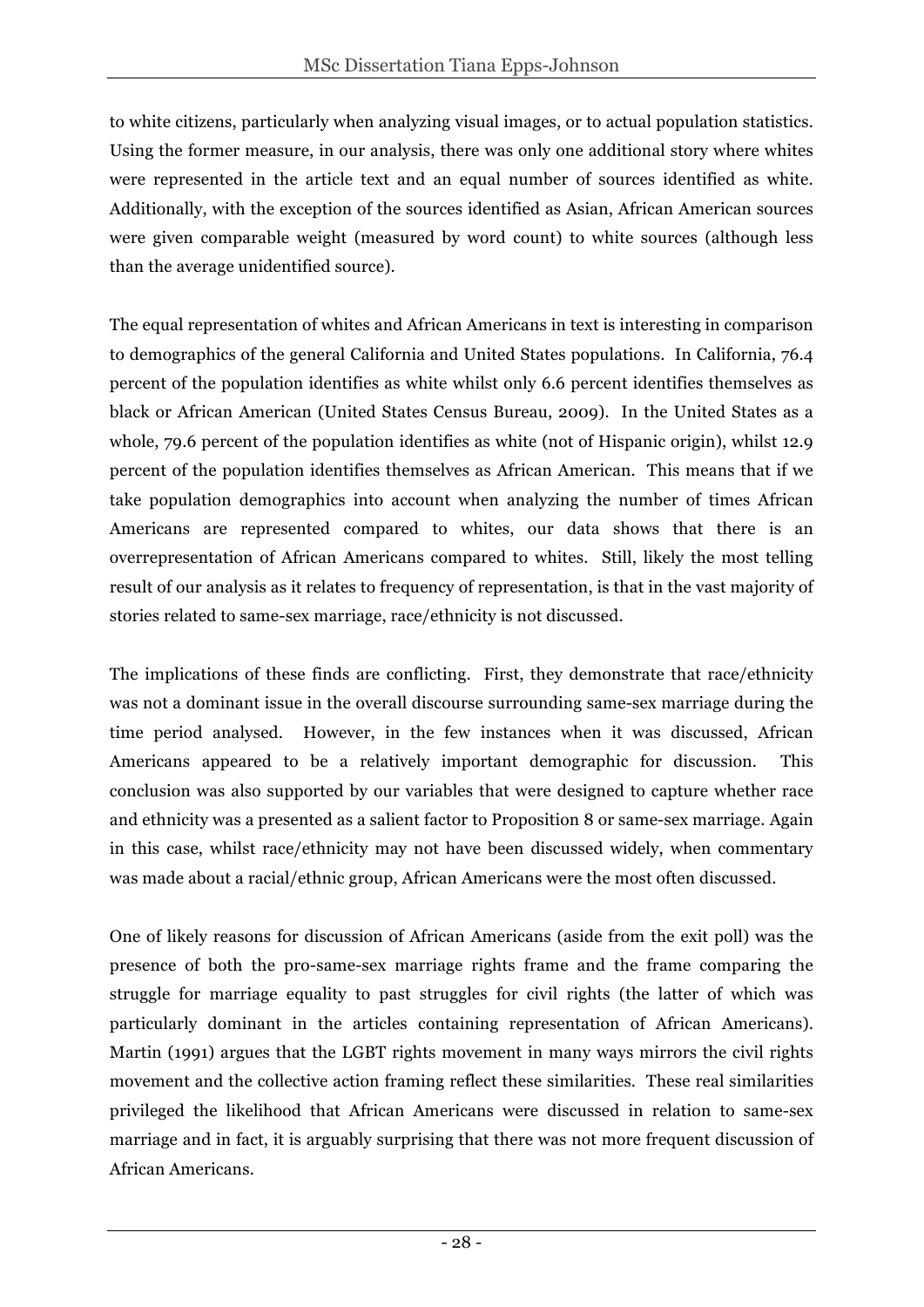to white citizens, particularly when analyzing visual images, or to actual population statistics. Using the former measure, in our analysis, there was only one additional story where whites were represented in the article text and an equal number of sources identified as white. Additionally, with the exception of the sources identified as Asian, African American sources were given comparable weight (measured by word count) to white sources (although less than the average unidentified source).

The equal representation of whites and African Americans in text is interesting in comparison to demographics of the general California and United States populations. In California, 76.4 percent of the population identifies as white whilst only 6.6 percent identifies themselves as black or African American (United States Census Bureau, 2009). In the United States as a whole, 79.6 percent of the population identifies as white (not of Hispanic origin), whilst 12.9 percent of the population identifies themselves as African American. This means that if we take population demographics into account when analyzing the number of times African Americans are represented compared to whites, our data shows that there is an overrepresentation of African Americans compared to whites. Still, likely the most telling result of our analysis as it relates to frequency of representation, is that in the vast majority of stories related to same-sex marriage, race/ethnicity is not discussed.

The implications of these finds are conflicting. First, they demonstrate that race/ethnicity was not a dominant issue in the overall discourse surrounding same-sex marriage during the time period analysed. However, in the few instances when it was discussed, African Americans appeared to be a relatively important demographic for discussion. This conclusion was also supported by our variables that were designed to capture whether race and ethnicity was a presented as a salient factor to Proposition 8 or same-sex marriage. Again in this case, whilst race/ethnicity may not have been discussed widely, when commentary was made about a racial/ethnic group, African Americans were the most often discussed.

One of likely reasons for discussion of African Americans (aside from the exit poll) was the presence of both the pro-same-sex marriage rights frame and the frame comparing the struggle for marriage equality to past struggles for civil rights (the latter of which was particularly dominant in the articles containing representation of African Americans). Martin (1991) argues that the LGBT rights movement in many ways mirrors the civil rights movement and the collective action framing reflect these similarities. These real similarities privileged the likelihood that African Americans were discussed in relation to same-sex marriage and in fact, it is arguably surprising that there was not more frequent discussion of African Americans.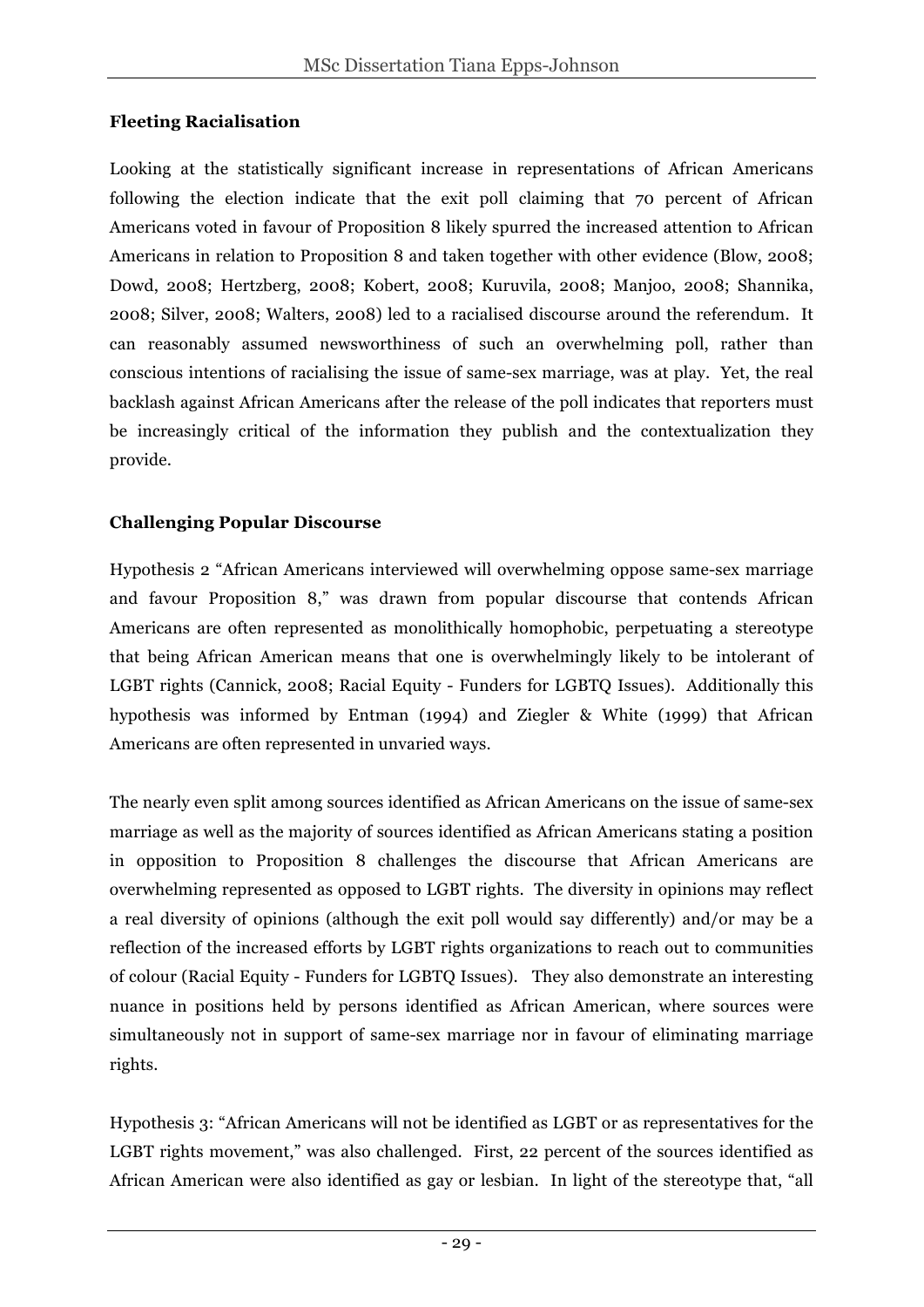**Fleeting Racialisation**

Looking at the statistically significant increase in representations of African Americans following the election indicate that the exit poll claiming that 70 percent of African Americans voted in favour of Proposition 8 likely spurred the increased attention to African Americans in relation to Proposition 8 and taken together with other evidence (Blow, 2008; Dowd, 2008; Hertzberg, 2008; Kobert, 2008; Kuruvila, 2008; Manjoo, 2008; Shannika, 2008; Silver, 2008; Walters, 2008) led to a racialised discourse around the referendum. It can reasonably assumed newsworthiness of such an overwhelming poll, rather than conscious intentions of racialising the issue of same-sex marriage, was at play. Yet, the real backlash against African Americans after the release of the poll indicates that reporters must be increasingly critical of the information they publish and the contextualization they provide.

**Challenging Popular Discourse**

Hypothesis 2 "African Americans interviewed will overwhelming oppose same-sex marriage and favour Proposition 8," was drawn from popular discourse that contends African Americans are often represented as monolithically homophobic, perpetuating a stereotype that being African American means that one is overwhelmingly likely to be intolerant of LGBT rights (Cannick, 2008; Racial Equity - Funders for LGBTQ Issues). Additionally this hypothesis was informed by Entman (1994) and Ziegler & White (1999) that African Americans are often represented in unvaried ways.

The nearly even split among sources identified as African Americans on the issue of same-sex marriage as well as the majority of sources identified as African Americans stating a position in opposition to Proposition 8 challenges the discourse that African Americans are overwhelming represented as opposed to LGBT rights. The diversity in opinions may reflect a real diversity of opinions (although the exit poll would say differently) and/or may be a reflection of the increased efforts by LGBT rights organizations to reach out to communities of colour (Racial Equity - Funders for LGBTQ Issues). They also demonstrate an interesting nuance in positions held by persons identified as African American, where sources were simultaneously not in support of same-sex marriage nor in favour of eliminating marriage rights.

Hypothesis 3: "African Americans will not be identified as LGBT or as representatives for the LGBT rights movement," was also challenged. First, 22 percent of the sources identified as African American were also identified as gay or lesbian. In light of the stereotype that, "all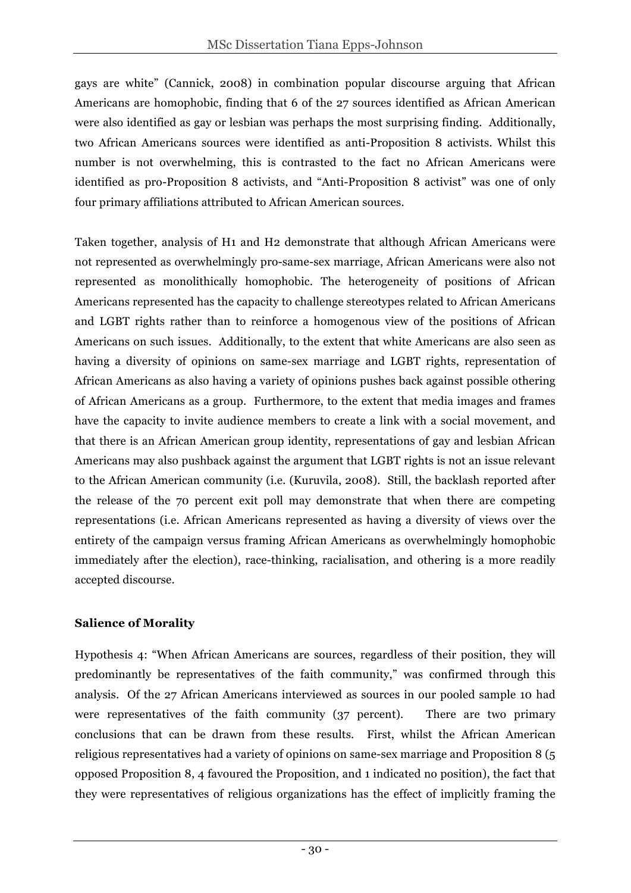gays are white" (Cannick, 2008) in combination popular discourse arguing that African Americans are homophobic, finding that 6 of the 27 sources identified as African American were also identified as gay or lesbian was perhaps the most surprising finding. Additionally, two African Americans sources were identified as anti-Proposition 8 activists. Whilst this number is not overwhelming, this is contrasted to the fact no African Americans were identified as pro-Proposition 8 activists, and "Anti-Proposition 8 activist" was one of only four primary affiliations attributed to African American sources.

Taken together, analysis of H1 and H2 demonstrate that although African Americans were not represented as overwhelmingly pro-same-sex marriage, African Americans were also not represented as monolithically homophobic. The heterogeneity of positions of African Americans represented has the capacity to challenge stereotypes related to African Americans and LGBT rights rather than to reinforce a homogenous view of the positions of African Americans on such issues. Additionally, to the extent that white Americans are also seen as having a diversity of opinions on same-sex marriage and LGBT rights, representation of African Americans as also having a variety of opinions pushes back against possible othering of African Americans as a group. Furthermore, to the extent that media images and frames have the capacity to invite audience members to create a link with a social movement, and that there is an African American group identity, representations of gay and lesbian African Americans may also pushback against the argument that LGBT rights is not an issue relevant to the African American community (i.e. (Kuruvila, 2008). Still, the backlash reported after the release of the 70 percent exit poll may demonstrate that when there are competing representations (i.e. African Americans represented as having a diversity of views over the entirety of the campaign versus framing African Americans as overwhelmingly homophobic immediately after the election), race-thinking, racialisation, and othering is a more readily accepted discourse.

**Salience of Morality**

Hypothesis 4: "When African Americans are sources, regardless of their position, they will predominantly be representatives of the faith community," was confirmed through this analysis. Of the 27 African Americans interviewed as sources in our pooled sample 10 had were representatives of the faith community (37 percent). There are two primary conclusions that can be drawn from these results. First, whilst the African American religious representatives had a variety of opinions on same-sex marriage and Proposition 8 (5 opposed Proposition 8, 4 favoured the Proposition, and 1 indicated no position), the fact that they were representatives of religious organizations has the effect of implicitly framing the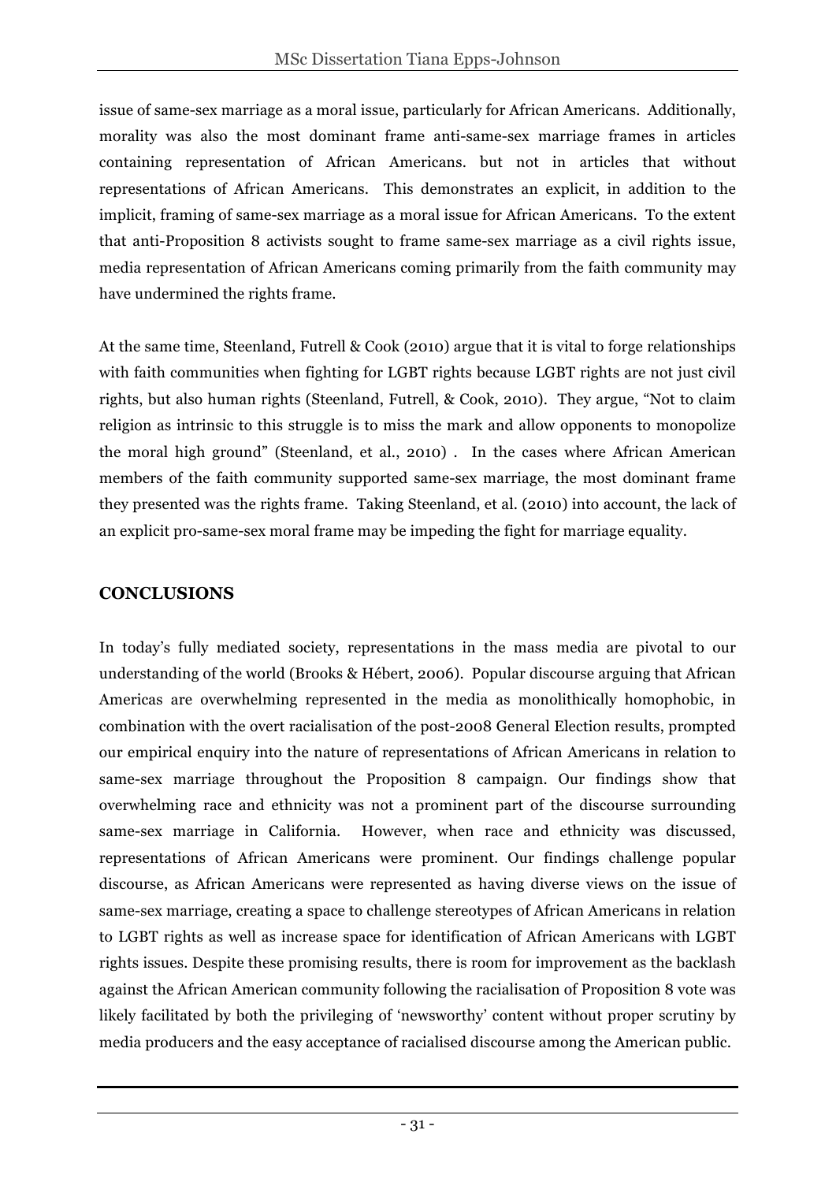issue of same-sex marriage as a moral issue, particularly for African Americans. Additionally, morality was also the most dominant frame anti-same-sex marriage frames in articles containing representation of African Americans. but not in articles that without representations of African Americans. This demonstrates an explicit, in addition to the implicit, framing of same-sex marriage as a moral issue for African Americans. To the extent that anti-Proposition 8 activists sought to frame same-sex marriage as a civil rights issue, media representation of African Americans coming primarily from the faith community may have undermined the rights frame.

At the same time, Steenland, Futrell & Cook (2010) argue that it is vital to forge relationships with faith communities when fighting for LGBT rights because LGBT rights are not just civil rights, but also human rights (Steenland, Futrell, & Cook, 2010). They argue, "Not to claim religion as intrinsic to this struggle is to miss the mark and allow opponents to monopolize the moral high ground" (Steenland, et al., 2010) . In the cases where African American members of the faith community supported same-sex marriage, the most dominant frame they presented was the rights frame. Taking Steenland, et al. (2010) into account, the lack of an explicit pro-same-sex moral frame may be impeding the fight for marriage equality.

## CONCLUSIONS

In today's fully mediated society, representations in the mass media are pivotal to our understanding of the world (Brooks & Hébert, 2006). Popular discourse arguing that African Americas are overwhelming represented in the media as monolithically homophobic, in combination with the overt racialisation of the post-2008 General Election results, prompted our empirical enquiry into the nature of representations of African Americans in relation to same-sex marriage throughout the Proposition 8 campaign. Our findings show that overwhelming race and ethnicity was not a prominent part of the discourse surrounding same-sex marriage in California. However, when race and ethnicity was discussed, representations of African Americans were prominent. Our findings challenge popular discourse, as African Americans were represented as having diverse views on the issue of same-sex marriage, creating a space to challenge stereotypes of African Americans in relation to LGBT rights as well as increase space for identification of African Americans with LGBT rights issues. Despite these promising results, there is room for improvement as the backlash against the African American community following the racialisation of Proposition 8 vote was likely facilitated by both the privileging of 'newsworthy' content without proper scrutiny by media producers and the easy acceptance of racialised discourse among the American public.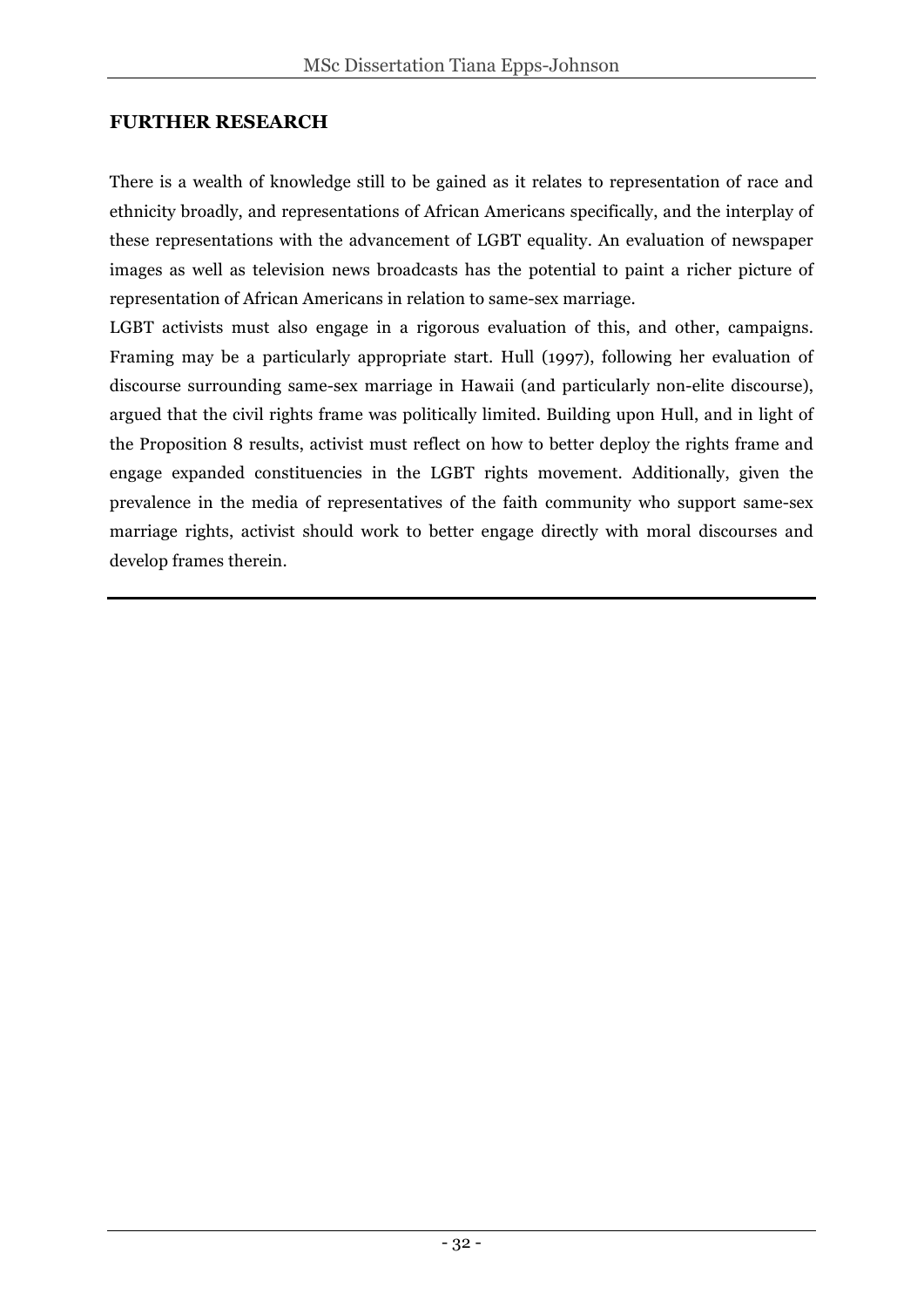## FURTHER RESEARCH

There is a wealth of knowledge still to be gained as it relates to representation of race and ethnicity broadly, and representations of African Americans specifically, and the interplay of these representations with the advancement of LGBT equality. An evaluation of newspaper images as well as television news broadcasts has the potential to paint a richer picture of representation of African Americans in relation to same-sex marriage.

LGBT activists must also engage in a rigorous evaluation of this, and other, campaigns. Framing may be a particularly appropriate start. Hull (1997), following her evaluation of discourse surrounding same-sex marriage in Hawaii (and particularly non-elite discourse), argued that the civil rights frame was politically limited. Building upon Hull, and in light of the Proposition 8 results, activist must reflect on how to better deploy the rights frame and engage expanded constituencies in the LGBT rights movement. Additionally, given the prevalence in the media of representatives of the faith community who support same-sex marriage rights, activist should work to better engage directly with moral discourses and develop frames therein.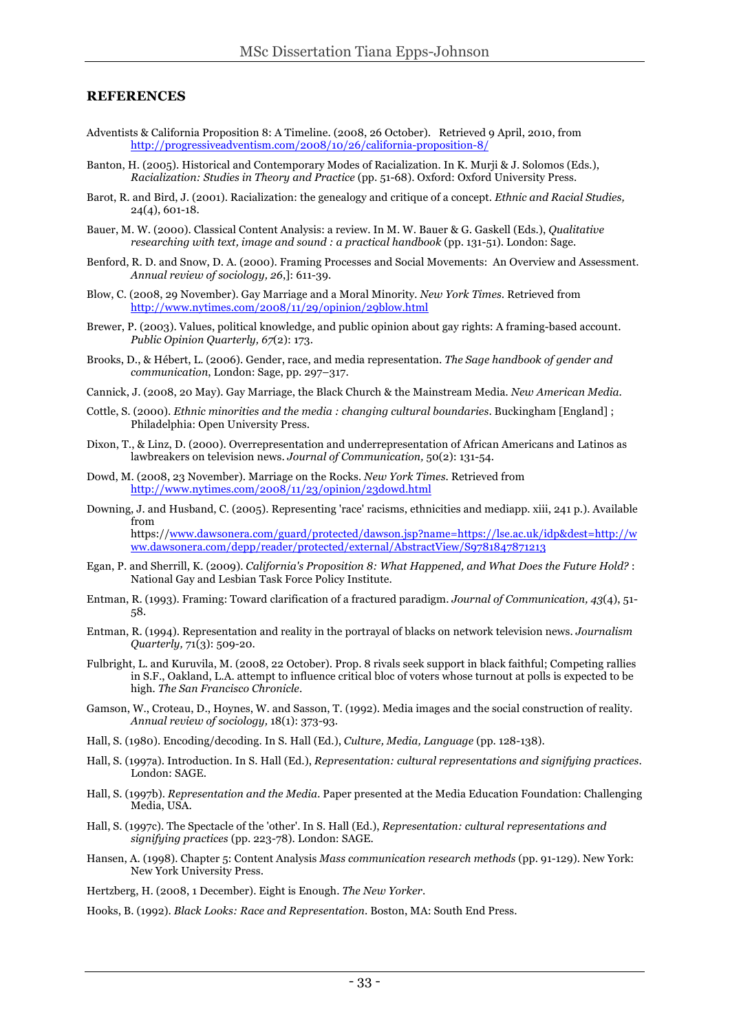## REFERENCES

Adventists & California Proposition 8: A Timeline. (2008, 26 October). Retrieved 9 April, 2010, from http://progressiveadventism.com/2008/10/26/california-proposition-8/

Banton, H. (2005). Historical and Contemporary Modes of Racialization. In K. Murji & J. Solomos (Eds.), *Racialization: Studies in Theory and Practice* (pp. 51-68). Oxford: Oxford University Press.

Barot, R. and Bird, J. (2001). Racialization: the genealogy and critique of a concept. *Ethnic and Racial Studies,* 24(4), 601-18.

Bauer, M. W. (2000). Classical Content Analysis: a review. In M. W. Bauer & G. Gaskell (Eds.), *Qualitative researching with text, image and sound : a practical handbook* (pp. 131-51). London: Sage.

Benford, R. D. and Snow, D. A. (2000). Framing Processes and Social Movements: An Overview and Assessment. *Annual review of sociology, 26*,]: 611-39.

Blow, C. (2008, 29 November). Gay Marriage and a Moral Minority. *New York Times*. Retrieved from http://www.nytimes.com/2008/11/29/opinion/29blow.html

Brewer, P. (2003). Values, political knowledge, and public opinion about gay rights: A framing-based account. *Public Opinion Quarterly, 67*(2): 173.

Brooks, D., & Hébert, L. (2006). Gender, race, and media representation. *The Sage handbook of gender and communication*, London: Sage, pp. 297–317.

Cannick, J. (2008, 20 May). Gay Marriage, the Black Church & the Mainstream Media. *New American Media*.

Cottle, S. (2000). *Ethnic minorities and the media : changing cultural boundaries*. Buckingham [England] ; Philadelphia: Open University Press.

Dixon, T., & Linz, D. (2000). Overrepresentation and underrepresentation of African Americans and Latinos as lawbreakers on television news. *Journal of Communication,* 50(2): 131-54.

Dowd, M. (2008, 23 November). Marriage on the Rocks. *New York Times*. Retrieved from http://www.nytimes.com/2008/11/23/opinion/23dowd.html

Downing, J. and Husband, C. (2005). Representing 'race' racisms, ethnicities and mediapp. xiii, 241 p.). Available from https://www.dawsonera.com/guard/protected/dawson.jsp?name=https://lse.ac.uk/idp&dest=http://www.dawsonera.com/depp/reader/protected/external/AbstractView/S9781847871213

Egan, P. and Sherrill, K. (2009). *California's Proposition 8: What Happened, and What Does the Future Hold?* : National Gay and Lesbian Task Force Policy Institute.

Entman, R. (1993). Framing: Toward clarification of a fractured paradigm. *Journal of Communication, 43*(4), 51-58.

Entman, R. (1994). Representation and reality in the portrayal of blacks on network television news. *Journalism Quarterly,* 71(3): 509-20.

Fulbright, L. and Kuruvila, M. (2008, 22 October). Prop. 8 rivals seek support in black faithful; Competing rallies in S.F., Oakland, L.A. attempt to influence critical bloc of voters whose turnout at polls is expected to be high. *The San Francisco Chronicle*.

Gamson, W., Croteau, D., Hoynes, W. and Sasson, T. (1992). Media images and the social construction of reality. *Annual review of sociology,* 18(1): 373-93.

Hall, S. (1980). Encoding/decoding. In S. Hall (Ed.), *Culture, Media, Language* (pp. 128-138).

Hall, S. (1997a). Introduction. In S. Hall (Ed.), *Representation: cultural representations and signifying practices*. London: SAGE.

Hall, S. (1997b). *Representation and the Media*. Paper presented at the Media Education Foundation: Challenging Media, USA.

Hall, S. (1997c). The Spectacle of the 'other'. In S. Hall (Ed.), *Representation: cultural representations and signifying practices* (pp. 223-78). London: SAGE.

Hansen, A. (1998). Chapter 5: Content Analysis *Mass communication research methods* (pp. 91-129). New York: New York University Press.

Hertzberg, H. (2008, 1 December). Eight is Enough. *The New Yorker*.

Hooks, B. (1992). *Black Looks: Race and Representation*. Boston, MA: South End Press.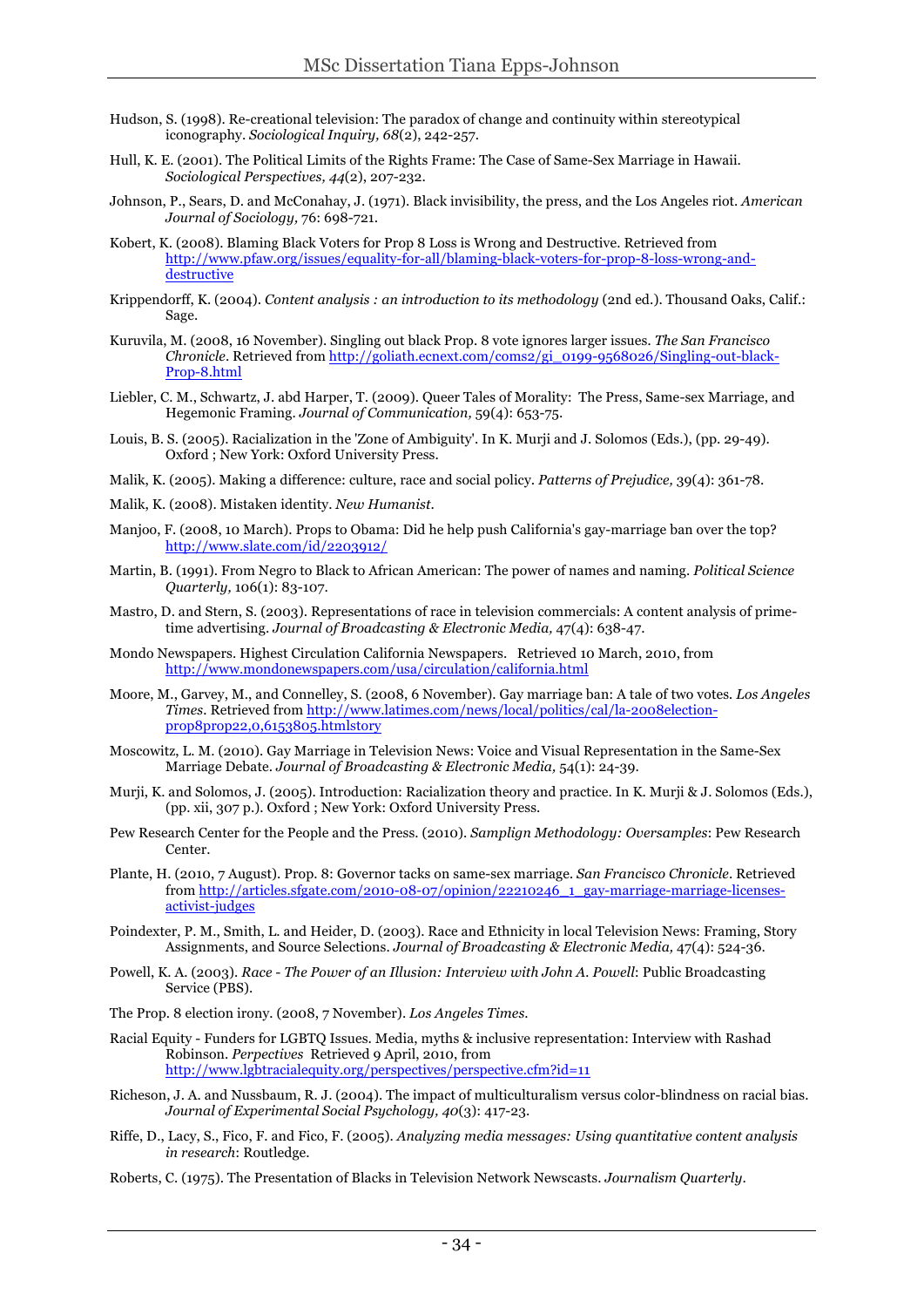Hudson, S. (1998). Re-creational television: The paradox of change and continuity within stereotypical iconography. *Sociological Inquiry, 68*(2), 242-257.

Hull, K. E. (2001). The Political Limits of the Rights Frame: The Case of Same-Sex Marriage in Hawaii. *Sociological Perspectives, 44*(2), 207-232.

Johnson, P., Sears, D. and McConahay, J. (1971). Black invisibility, the press, and the Los Angeles riot. *American Journal of Sociology,* 76: 698-721.

Kobert, K. (2008). Blaming Black Voters for Prop 8 Loss is Wrong and Destructive. Retrieved from http://www.pfaw.org/issues/equality-for-all/blaming-black-voters-for-prop-8-loss-wrong-and-destructive

Krippendorff, K. (2004). *Content analysis : an introduction to its methodology* (2nd ed.). Thousand Oaks, Calif.: Sage.

Kuruvila, M. (2008, 16 November). Singling out black Prop. 8 vote ignores larger issues. *The San Francisco Chronicle*. Retrieved from http://goliath.ecnext.com/coms2/gi_0199-9568026/Singling-out-black-Prop-8.html

Liebler, C. M., Schwartz, J. abd Harper, T. (2009). Queer Tales of Morality: The Press, Same-sex Marriage, and Hegemonic Framing. *Journal of Communication,* 59(4): 653-75.

Louis, B. S. (2005). Racialization in the 'Zone of Ambiguity'. In K. Murji and J. Solomos (Eds.), (pp. 29-49). Oxford ; New York: Oxford University Press.

Malik, K. (2005). Making a difference: culture, race and social policy. *Patterns of Prejudice,* 39(4): 361-78.

Malik, K. (2008). Mistaken identity. *New Humanist*.

Manjoo, F. (2008, 10 March). Props to Obama: Did he help push California's gay-marriage ban over the top? http://www.slate.com/id/2203912/

Martin, B. (1991). From Negro to Black to African American: The power of names and naming. *Political Science Quarterly,* 106(1): 83-107.

Mastro, D. and Stern, S. (2003). Representations of race in television commercials: A content analysis of prime-time advertising. *Journal of Broadcasting & Electronic Media,* 47(4): 638-47.

Mondo Newspapers. Highest Circulation California Newspapers. Retrieved 10 March, 2010, from http://www.mondonewspapers.com/usa/circulation/california.html

Moore, M., Garvey, M., and Connelley, S. (2008, 6 November). Gay marriage ban: A tale of two votes. *Los Angeles Times*. Retrieved from http://www.latimes.com/news/local/politics/cal/la-2008election-prop8prop22,0,6153805.htmlstory

Moscowitz, L. M. (2010). Gay Marriage in Television News: Voice and Visual Representation in the Same-Sex Marriage Debate. *Journal of Broadcasting & Electronic Media,* 54(1): 24-39.

Murji, K. and Solomos, J. (2005). Introduction: Racialization theory and practice. In K. Murji & J. Solomos (Eds.), (pp. xii, 307 p.). Oxford ; New York: Oxford University Press.

Pew Research Center for the People and the Press. (2010). *Samplign Methodology: Oversamples*: Pew Research Center.

Plante, H. (2010, 7 August). Prop. 8: Governor tacks on same-sex marriage. *San Francisco Chronicle*. Retrieved from http://articles.sfgate.com/2010-08-07/opinion/22210246_1_gay-marriage-marriage-licenses-activist-judges

Poindexter, P. M., Smith, L. and Heider, D. (2003). Race and Ethnicity in local Television News: Framing, Story Assignments, and Source Selections. *Journal of Broadcasting & Electronic Media,* 47(4): 524-36.

Powell, K. A. (2003). *Race - The Power of an Illusion: Interview with John A. Powell*: Public Broadcasting Service (PBS).

The Prop. 8 election irony. (2008, 7 November). *Los Angeles Times*.

Racial Equity - Funders for LGBTQ Issues. Media, myths & inclusive representation: Interview with Rashad Robinson. *Perpectives* Retrieved 9 April, 2010, from http://www.lgbtracialequity.org/perspectives/perspective.cfm?id=11

Richeson, J. A. and Nussbaum, R. J. (2004). The impact of multiculturalism versus color-blindness on racial bias. *Journal of Experimental Social Psychology, 40*(3): 417-23.

Riffe, D., Lacy, S., Fico, F. and Fico, F. (2005). *Analyzing media messages: Using quantitative content analysis in research*: Routledge.

Roberts, C. (1975). The Presentation of Blacks in Television Network Newscasts. *Journalism Quarterly*.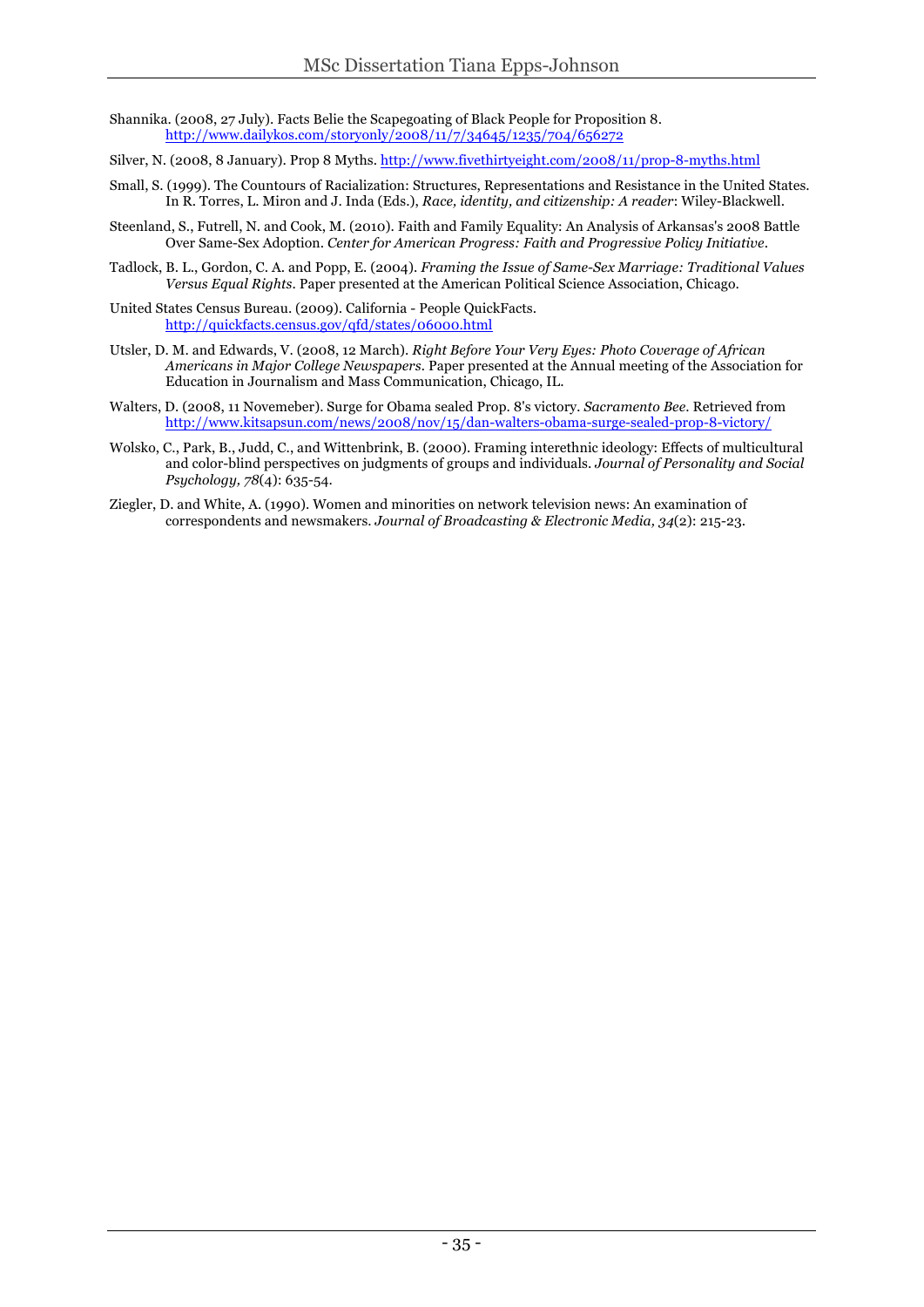Shannika. (2008, 27 July). Facts Belie the Scapegoating of Black People for Proposition 8. http://www.dailykos.com/storyonly/2008/11/7/34645/1235/704/656272

Silver, N. (2008, 8 January). Prop 8 Myths. http://www.fivethirtyeight.com/2008/11/prop-8-myths.html

Small, S. (1999). The Countours of Racialization: Structures, Representations and Resistance in the United States. In R. Torres, L. Miron and J. Inda (Eds.), *Race, identity, and citizenship: A reader*: Wiley-Blackwell.

Steenland, S., Futrell, N. and Cook, M. (2010). Faith and Family Equality: An Analysis of Arkansas's 2008 Battle Over Same-Sex Adoption. *Center for American Progress: Faith and Progressive Policy Initiative*.

Tadlock, B. L., Gordon, C. A. and Popp, E. (2004). *Framing the Issue of Same-Sex Marriage: Traditional Values Versus Equal Rights*. Paper presented at the American Political Science Association, Chicago.

United States Census Bureau. (2009). California - People QuickFacts. http://quickfacts.census.gov/qfd/states/06000.html

Utsler, D. M. and Edwards, V. (2008, 12 March). *Right Before Your Very Eyes: Photo Coverage of African Americans in Major College Newspapers*. Paper presented at the Annual meeting of the Association for Education in Journalism and Mass Communication, Chicago, IL.

Walters, D. (2008, 11 Novemeber). Surge for Obama sealed Prop. 8's victory. *Sacramento Bee*. Retrieved from http://www.kitsapsun.com/news/2008/nov/15/dan-walters-obama-surge-sealed-prop-8-victory/

Wolsko, C., Park, B., Judd, C., and Wittenbrink, B. (2000). Framing interethnic ideology: Effects of multicultural and color-blind perspectives on judgments of groups and individuals. *Journal of Personality and Social Psychology, 78*(4): 635-54.

Ziegler, D. and White, A. (1990). Women and minorities on network television news: An examination of correspondents and newsmakers. *Journal of Broadcasting & Electronic Media, 34*(2): 215-23.